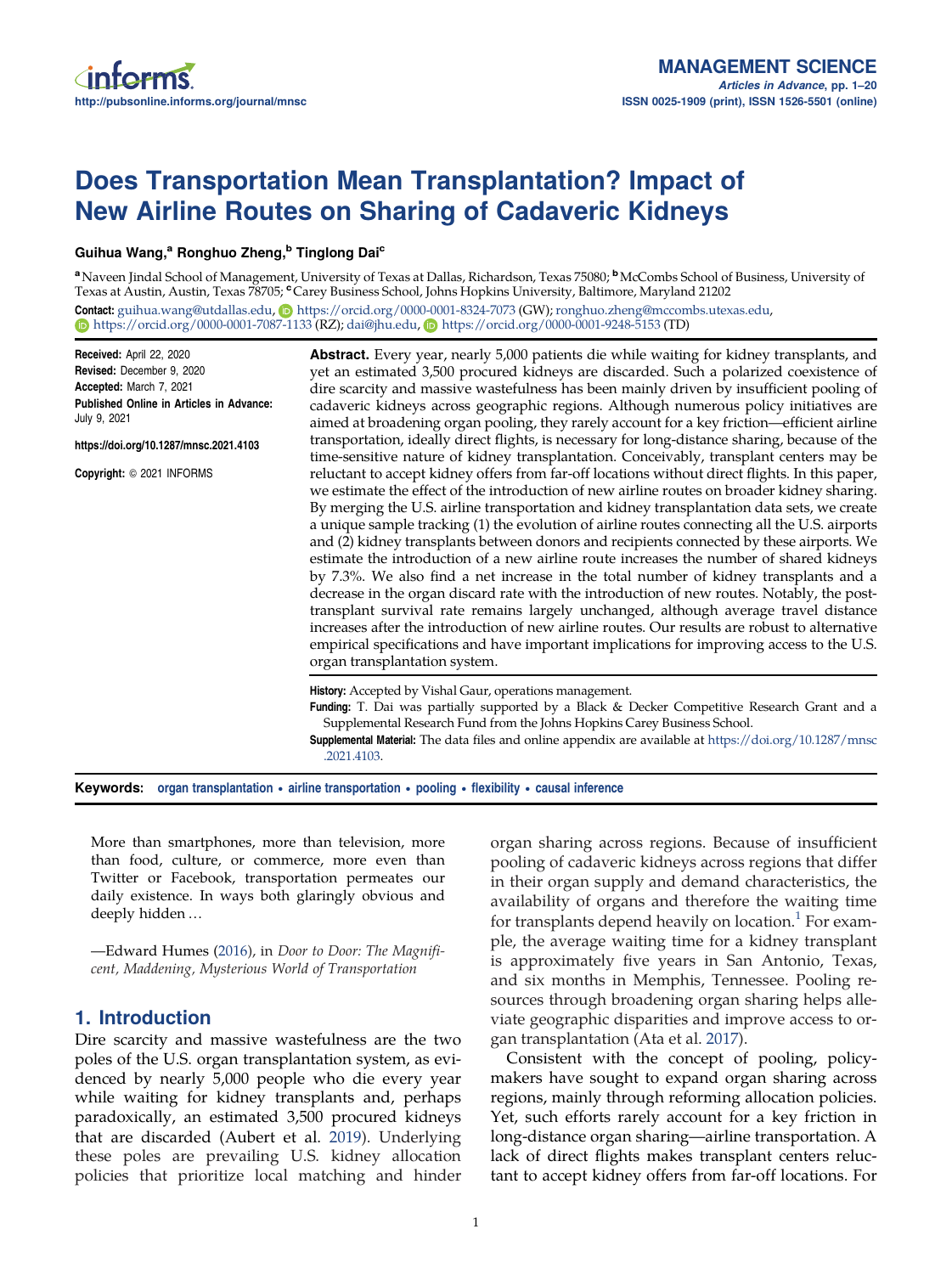# Does Transportation Mean Transplantation? Impact of New Airline Routes on Sharing of Cadaveric Kidneys

**Guihua Wang,[a] Ronghuo Zheng,[b] Tinglong Dai[c]**

[a] Naveen Jindal School of Management, University of Texas at Dallas, Richardson, Texas 75080; [b] McCombs School of Business, University of Texas at Austin, Austin, Texas 78705; [c] Carey Business School, Johns Hopkins University, Baltimore, Maryland 21202

**Contact:** guihua.wang@utdallas.edu, https://orcid.org/0000-0001-8324-7073 (GW); ronghuo.zheng@mccombs.utexas.edu, https://orcid.org/0000-0001-7087-1133 (RZ); dai@jhu.edu, https://orcid.org/0000-0001-9248-5153 (TD)

**Received:** April 22, 2020
**Revised:** December 9, 2020
**Accepted:** March 7, 2021
**Published Online in Articles in Advance:** July 9, 2021

https://doi.org/10.1287/mnsc.2021.4103

**Copyright:** © 2021 INFORMS

**Abstract.** Every year, nearly 5,000 patients die while waiting for kidney transplants, and yet an estimated 3,500 procured kidneys are discarded. Such a polarized coexistence of dire scarcity and massive wastefulness has been mainly driven by insufficient pooling of cadaveric kidneys across geographic regions. Although numerous policy initiatives are aimed at broadening organ pooling, they rarely account for a key friction—efficient airline transportation, ideally direct flights, is necessary for long-distance sharing, because of the time-sensitive nature of kidney transplantation. Conceivably, transplant centers may be reluctant to accept kidney offers from far-off locations without direct flights. In this paper, we estimate the effect of the introduction of new airline routes on broader kidney sharing. By merging the U.S. airline transportation and kidney transplantation data sets, we create a unique sample tracking (1) the evolution of airline routes connecting all the U.S. airports and (2) kidney transplants between donors and recipients connected by these airports. We estimate the introduction of a new airline route increases the number of shared kidneys by 7.3%. We also find a net increase in the total number of kidney transplants and a decrease in the organ discard rate with the introduction of new routes. Notably, the post-transplant survival rate remains largely unchanged, although average travel distance increases after the introduction of new airline routes. Our results are robust to alternative empirical specifications and have important implications for improving access to the U.S. organ transplantation system.

**History:** Accepted by Vishal Gaur, operations management.
**Funding:** T. Dai was partially supported by a Black & Decker Competitive Research Grant and a Supplemental Research Fund from the Johns Hopkins Carey Business School.
**Supplemental Material:** The data files and online appendix are available at https://doi.org/10.1287/mnsc.2021.4103.

**Keywords:** organ transplantation • airline transportation • pooling • flexibility • causal inference

> More than smartphones, more than television, more than food, culture, or commerce, more even than Twitter or Facebook, transportation permeates our daily existence. In ways both glaringly obvious and deeply hidden …
>
> —Edward Humes (2016), in *Door to Door: The Magnificent, Maddening, Mysterious World of Transportation*

## 1. Introduction

Dire scarcity and massive wastefulness are the two poles of the U.S. organ transplantation system, as evidenced by nearly 5,000 people who die every year while waiting for kidney transplants and, perhaps paradoxically, an estimated 3,500 procured kidneys that are discarded (Aubert et al. 2019). Underlying these poles are prevailing U.S. kidney allocation policies that prioritize local matching and hinder organ sharing across regions. Because of insufficient pooling of cadaveric kidneys across regions that differ in their organ supply and demand characteristics, the availability of organs and therefore the waiting time for transplants depend heavily on location.[1] For example, the average waiting time for a kidney transplant is approximately five years in San Antonio, Texas, and six months in Memphis, Tennessee. Pooling resources through broadening organ sharing helps alleviate geographic disparities and improve access to organ transplantation (Ata et al. 2017).

Consistent with the concept of pooling, policymakers have sought to expand organ sharing across regions, mainly through reforming allocation policies. Yet, such efforts rarely account for a key friction in long-distance organ sharing—airline transportation. A lack of direct flights makes transplant centers reluctant to accept kidney offers from far-off locations. For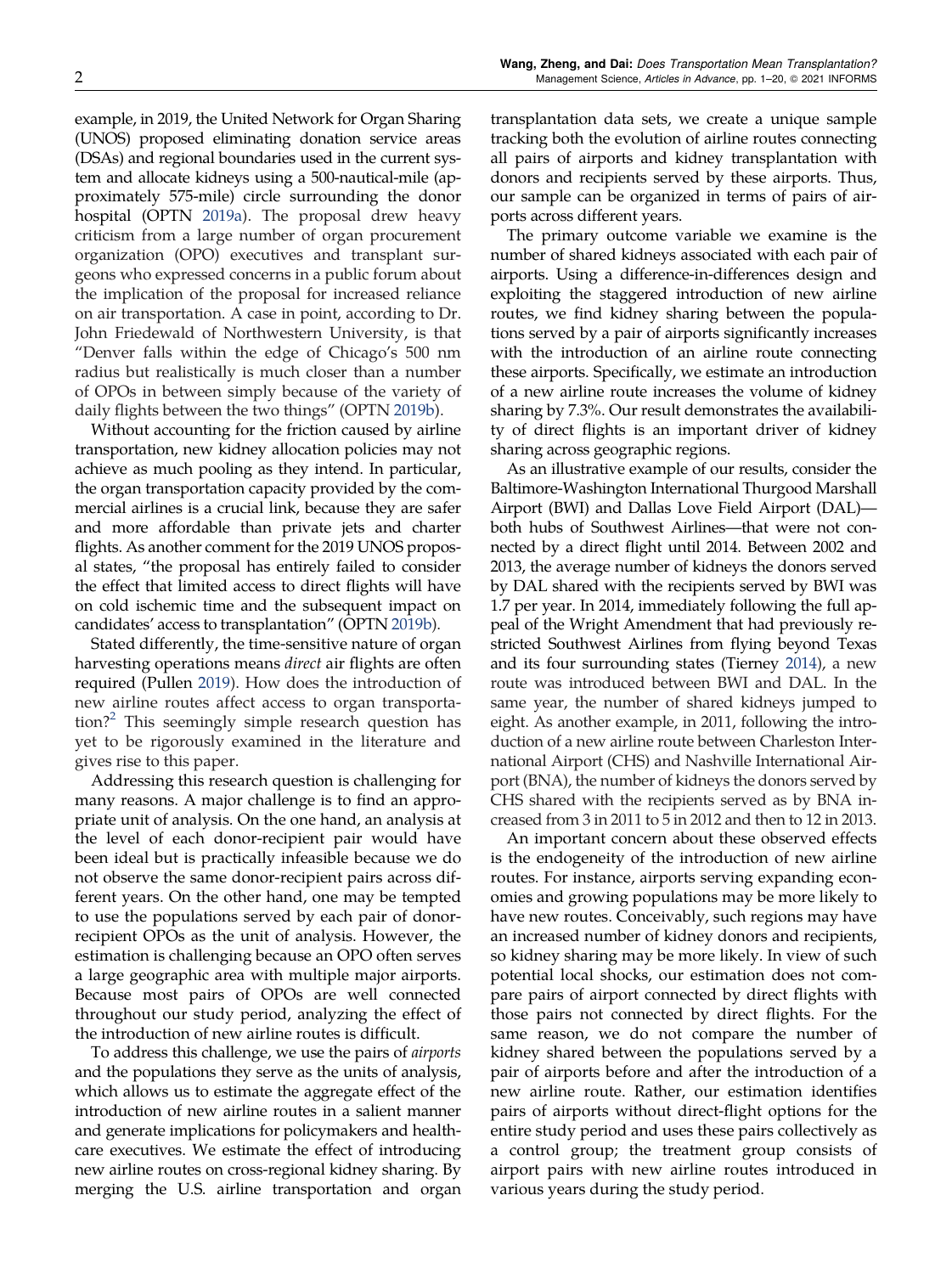example, in 2019, the United Network for Organ Sharing (UNOS) proposed eliminating donation service areas (DSAs) and regional boundaries used in the current system and allocate kidneys using a 500-nautical-mile (approximately 575-mile) circle surrounding the donor hospital (OPTN 2019a). The proposal drew heavy criticism from a large number of organ procurement organization (OPO) executives and transplant surgeons who expressed concerns in a public forum about the implication of the proposal for increased reliance on air transportation. A case in point, according to Dr. John Friedewald of Northwestern University, is that "Denver falls within the edge of Chicago's 500 nm radius but realistically is much closer than a number of OPOs in between simply because of the variety of daily flights between the two things" (OPTN 2019b).

Without accounting for the friction caused by airline transportation, new kidney allocation policies may not achieve as much pooling as they intend. In particular, the organ transportation capacity provided by the commercial airlines is a crucial link, because they are safer and more affordable than private jets and charter flights. As another comment for the 2019 UNOS proposal states, "the proposal has entirely failed to consider the effect that limited access to direct flights will have on cold ischemic time and the subsequent impact on candidates' access to transplantation" (OPTN 2019b).

Stated differently, the time-sensitive nature of organ harvesting operations means *direct* air flights are often required (Pullen 2019). How does the introduction of new airline routes affect access to organ transportation?[2] This seemingly simple research question has yet to be rigorously examined in the literature and gives rise to this paper.

Addressing this research question is challenging for many reasons. A major challenge is to find an appropriate unit of analysis. On the one hand, an analysis at the level of each donor-recipient pair would have been ideal but is practically infeasible because we do not observe the same donor-recipient pairs across different years. On the other hand, one may be tempted to use the populations served by each pair of donor-recipient OPOs as the unit of analysis. However, the estimation is challenging because an OPO often serves a large geographic area with multiple major airports. Because most pairs of OPOs are well connected throughout our study period, analyzing the effect of the introduction of new airline routes is difficult.

To address this challenge, we use the pairs of *airports* and the populations they serve as the units of analysis, which allows us to estimate the aggregate effect of the introduction of new airline routes in a salient manner and generate implications for policymakers and healthcare executives. We estimate the effect of introducing new airline routes on cross-regional kidney sharing. By merging the U.S. airline transportation and organ transplantation data sets, we create a unique sample tracking both the evolution of airline routes connecting all pairs of airports and kidney transplantation with donors and recipients served by these airports. Thus, our sample can be organized in terms of pairs of airports across different years.

The primary outcome variable we examine is the number of shared kidneys associated with each pair of airports. Using a difference-in-differences design and exploiting the staggered introduction of new airline routes, we find kidney sharing between the populations served by a pair of airports significantly increases with the introduction of an airline route connecting these airports. Specifically, we estimate an introduction of a new airline route increases the volume of kidney sharing by 7.3%. Our result demonstrates the availability of direct flights is an important driver of kidney sharing across geographic regions.

As an illustrative example of our results, consider the Baltimore-Washington International Thurgood Marshall Airport (BWI) and Dallas Love Field Airport (DAL)—both hubs of Southwest Airlines—that were not connected by a direct flight until 2014. Between 2002 and 2013, the average number of kidneys the donors served by DAL shared with the recipients served by BWI was 1.7 per year. In 2014, immediately following the full appeal of the Wright Amendment that had previously restricted Southwest Airlines from flying beyond Texas and its four surrounding states (Tierney 2014), a new route was introduced between BWI and DAL. In the same year, the number of shared kidneys jumped to eight. As another example, in 2011, following the introduction of a new airline route between Charleston International Airport (CHS) and Nashville International Airport (BNA), the number of kidneys the donors served by CHS shared with the recipients served as by BNA increased from 3 in 2011 to 5 in 2012 and then to 12 in 2013.

An important concern about these observed effects is the endogeneity of the introduction of new airline routes. For instance, airports serving expanding economies and growing populations may be more likely to have new routes. Conceivably, such regions may have an increased number of kidney donors and recipients, so kidney sharing may be more likely. In view of such potential local shocks, our estimation does not compare pairs of airport connected by direct flights with those pairs not connected by direct flights. For the same reason, we do not compare the number of kidney shared between the populations served by a pair of airports before and after the introduction of a new airline route. Rather, our estimation identifies pairs of airports without direct-flight options for the entire study period and uses these pairs collectively as a control group; the treatment group consists of airport pairs with new airline routes introduced in various years during the study period.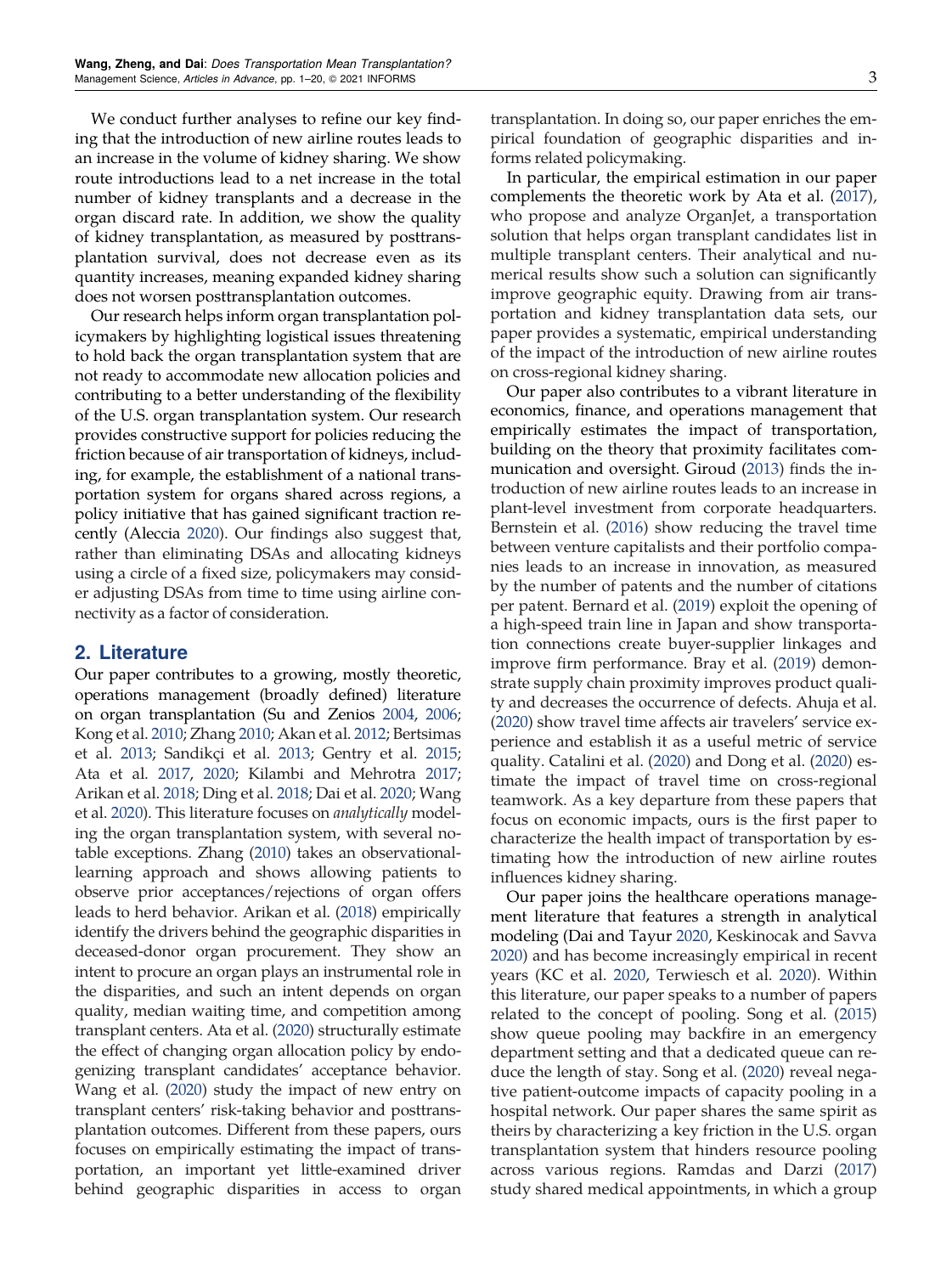We conduct further analyses to refine our key finding that the introduction of new airline routes leads to an increase in the volume of kidney sharing. We show route introductions lead to a net increase in the total number of kidney transplants and a decrease in the organ discard rate. In addition, we show the quality of kidney transplantation, as measured by posttransplantation survival, does not decrease even as its quantity increases, meaning expanded kidney sharing does not worsen posttransplantation outcomes.

Our research helps inform organ transplantation policymakers by highlighting logistical issues threatening to hold back the organ transplantation system that are not ready to accommodate new allocation policies and contributing to a better understanding of the flexibility of the U.S. organ transplantation system. Our research provides constructive support for policies reducing the friction because of air transportation of kidneys, including, for example, the establishment of a national transportation system for organs shared across regions, a policy initiative that has gained significant traction recently (Aleccia 2020). Our findings also suggest that, rather than eliminating DSAs and allocating kidneys using a circle of a fixed size, policymakers may consider adjusting DSAs from time to time using airline connectivity as a factor of consideration.

## 2. Literature

Our paper contributes to a growing, mostly theoretic, operations management (broadly defined) literature on organ transplantation (Su and Zenios 2004, 2006; Kong et al. 2010; Zhang 2010; Akan et al. 2012; Bertsimas et al. 2013; Sandikçi et al. 2013; Gentry et al. 2015; Ata et al. 2017, 2020; Kilambi and Mehrotra 2017; Arikan et al. 2018; Ding et al. 2018; Dai et al. 2020; Wang et al. 2020). This literature focuses on *analytically* modeling the organ transplantation system, with several notable exceptions. Zhang (2010) takes an observational-learning approach and shows allowing patients to observe prior acceptances/rejections of organ offers leads to herd behavior. Arikan et al. (2018) empirically identify the drivers behind the geographic disparities in deceased-donor organ procurement. They show an intent to procure an organ plays an instrumental role in the disparities, and such an intent depends on organ quality, median waiting time, and competition among transplant centers. Ata et al. (2020) structurally estimate the effect of changing organ allocation policy by endogenizing transplant candidates' acceptance behavior. Wang et al. (2020) study the impact of new entry on transplant centers' risk-taking behavior and posttransplantation outcomes. Different from these papers, ours focuses on empirically estimating the impact of transportation, an important yet little-examined driver behind geographic disparities in access to organ transplantation. In doing so, our paper enriches the empirical foundation of geographic disparities and informs related policymaking.

In particular, the empirical estimation in our paper complements the theoretic work by Ata et al. (2017), who propose and analyze OrganJet, a transportation solution that helps organ transplant candidates list in multiple transplant centers. Their analytical and numerical results show such a solution can significantly improve geographic equity. Drawing from air transportation and kidney transplantation data sets, our paper provides a systematic, empirical understanding of the impact of the introduction of new airline routes on cross-regional kidney sharing.

Our paper also contributes to a vibrant literature in economics, finance, and operations management that empirically estimates the impact of transportation, building on the theory that proximity facilitates communication and oversight. Giroud (2013) finds the introduction of new airline routes leads to an increase in plant-level investment from corporate headquarters. Bernstein et al. (2016) show reducing the travel time between venture capitalists and their portfolio companies leads to an increase in innovation, as measured by the number of patents and the number of citations per patent. Bernard et al. (2019) exploit the opening of a high-speed train line in Japan and show transportation connections create buyer-supplier linkages and improve firm performance. Bray et al. (2019) demonstrate supply chain proximity improves product quality and decreases the occurrence of defects. Ahuja et al. (2020) show travel time affects air travelers' service experience and establish it as a useful metric of service quality. Catalini et al. (2020) and Dong et al. (2020) estimate the impact of travel time on cross-regional teamwork. As a key departure from these papers that focus on economic impacts, ours is the first paper to characterize the health impact of transportation by estimating how the introduction of new airline routes influences kidney sharing.

Our paper joins the healthcare operations management literature that features a strength in analytical modeling (Dai and Tayur 2020, Keskinocak and Savva 2020) and has become increasingly empirical in recent years (KC et al. 2020, Terwiesch et al. 2020). Within this literature, our paper speaks to a number of papers related to the concept of pooling. Song et al. (2015) show queue pooling may backfire in an emergency department setting and that a dedicated queue can reduce the length of stay. Song et al. (2020) reveal negative patient-outcome impacts of capacity pooling in a hospital network. Our paper shares the same spirit as theirs by characterizing a key friction in the U.S. organ transplantation system that hinders resource pooling across various regions. Ramdas and Darzi (2017) study shared medical appointments, in which a group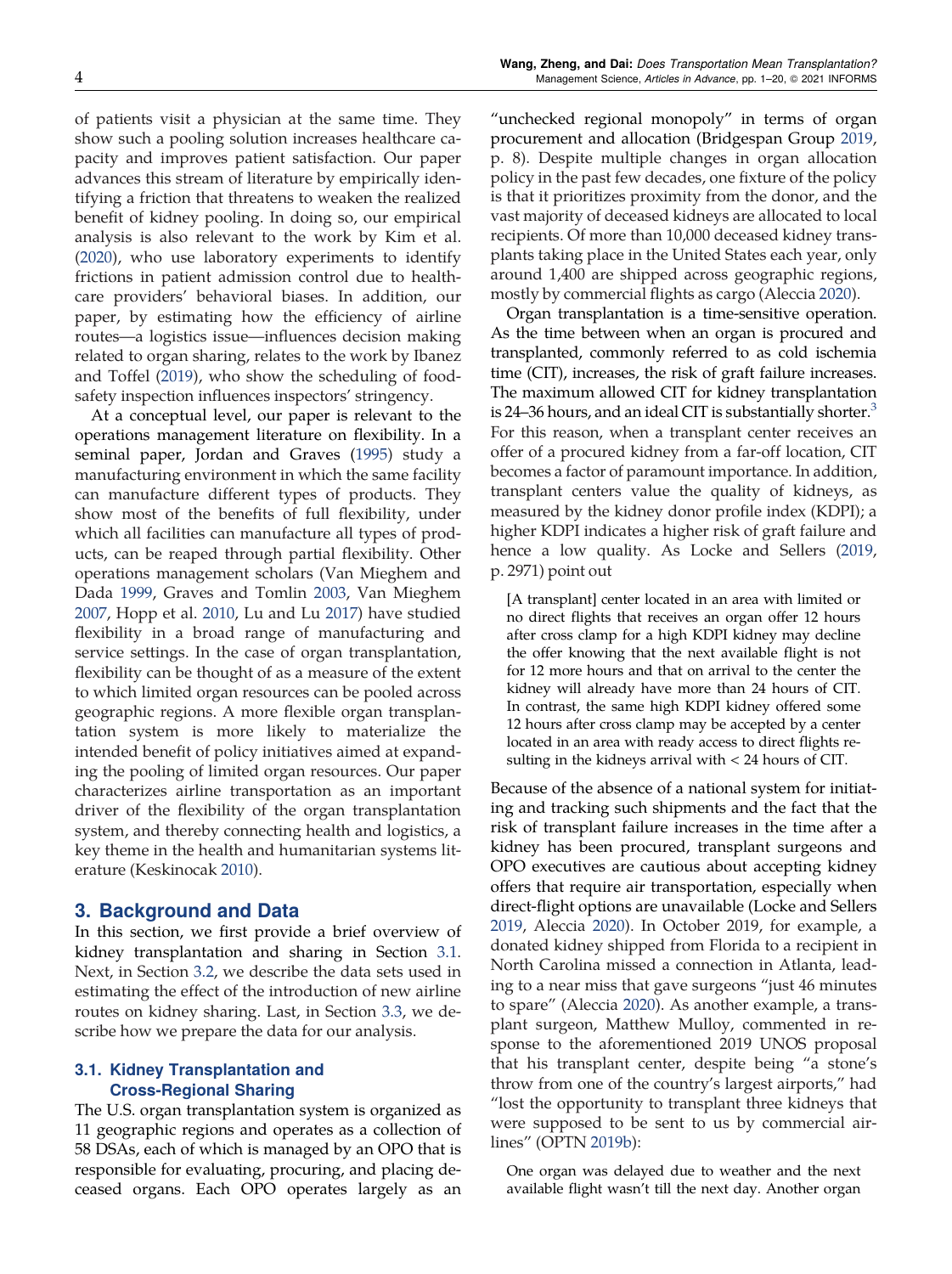of patients visit a physician at the same time. They show such a pooling solution increases healthcare capacity and improves patient satisfaction. Our paper advances this stream of literature by empirically identifying a friction that threatens to weaken the realized benefit of kidney pooling. In doing so, our empirical analysis is also relevant to the work by Kim et al. (2020), who use laboratory experiments to identify frictions in patient admission control due to healthcare providers' behavioral biases. In addition, our paper, by estimating how the efficiency of airline routes—a logistics issue—influences decision making related to organ sharing, relates to the work by Ibanez and Toffel (2019), who show the scheduling of food-safety inspection influences inspectors' stringency.

At a conceptual level, our paper is relevant to the operations management literature on flexibility. In a seminal paper, Jordan and Graves (1995) study a manufacturing environment in which the same facility can manufacture different types of products. They show most of the benefits of full flexibility, under which all facilities can manufacture all types of products, can be reaped through partial flexibility. Other operations management scholars (Van Mieghem and Dada 1999, Graves and Tomlin 2003, Van Mieghem 2007, Hopp et al. 2010, Lu and Lu 2017) have studied flexibility in a broad range of manufacturing and service settings. In the case of organ transplantation, flexibility can be thought of as a measure of the extent to which limited organ resources can be pooled across geographic regions. A more flexible organ transplantation system is more likely to materialize the intended benefit of policy initiatives aimed at expanding the pooling of limited organ resources. Our paper characterizes airline transportation as an important driver of the flexibility of the organ transplantation system, and thereby connecting health and logistics, a key theme in the health and humanitarian systems literature (Keskinocak 2010).

## 3. Background and Data

In this section, we first provide a brief overview of kidney transplantation and sharing in Section 3.1. Next, in Section 3.2, we describe the data sets used in estimating the effect of the introduction of new airline routes on kidney sharing. Last, in Section 3.3, we describe how we prepare the data for our analysis.

### 3.1. Kidney Transplantation and Cross-Regional Sharing

The U.S. organ transplantation system is organized as 11 geographic regions and operates as a collection of 58 DSAs, each of which is managed by an OPO that is responsible for evaluating, procuring, and placing deceased organs. Each OPO operates largely as an "unchecked regional monopoly" in terms of organ procurement and allocation (Bridgespan Group 2019, p. 8). Despite multiple changes in organ allocation policy in the past few decades, one fixture of the policy is that it prioritizes proximity from the donor, and the vast majority of deceased kidneys are allocated to local recipients. Of more than 10,000 deceased kidney transplants taking place in the United States each year, only around 1,400 are shipped across geographic regions, mostly by commercial flights as cargo (Aleccia 2020).

Organ transplantation is a time-sensitive operation. As the time between when an organ is procured and transplanted, commonly referred to as cold ischemia time (CIT), increases, the risk of graft failure increases. The maximum allowed CIT for kidney transplantation is 24–36 hours, and an ideal CIT is substantially shorter.[3] For this reason, when a transplant center receives an offer of a procured kidney from a far-off location, CIT becomes a factor of paramount importance. In addition, transplant centers value the quality of kidneys, as measured by the kidney donor profile index (KDPI); a higher KDPI indicates a higher risk of graft failure and hence a low quality. As Locke and Sellers (2019, p. 2971) point out

> [A transplant] center located in an area with limited or no direct flights that receives an organ offer 12 hours after cross clamp for a high KDPI kidney may decline the offer knowing that the next available flight is not for 12 more hours and that on arrival to the center the kidney will already have more than 24 hours of CIT. In contrast, the same high KDPI kidney offered some 12 hours after cross clamp may be accepted by a center located in an area with ready access to direct flights resulting in the kidneys arrival with < 24 hours of CIT.

Because of the absence of a national system for initiating and tracking such shipments and the fact that the risk of transplant failure increases in the time after a kidney has been procured, transplant surgeons and OPO executives are cautious about accepting kidney offers that require air transportation, especially when direct-flight options are unavailable (Locke and Sellers 2019, Aleccia 2020). In October 2019, for example, a donated kidney shipped from Florida to a recipient in North Carolina missed a connection in Atlanta, leading to a near miss that gave surgeons "just 46 minutes to spare" (Aleccia 2020). As another example, a transplant surgeon, Matthew Mulloy, commented in response to the aforementioned 2019 UNOS proposal that his transplant center, despite being "a stone's throw from one of the country's largest airports," had "lost the opportunity to transplant three kidneys that were supposed to be sent to us by commercial airlines" (OPTN 2019b):

> One organ was delayed due to weather and the next available flight wasn't till the next day. Another organ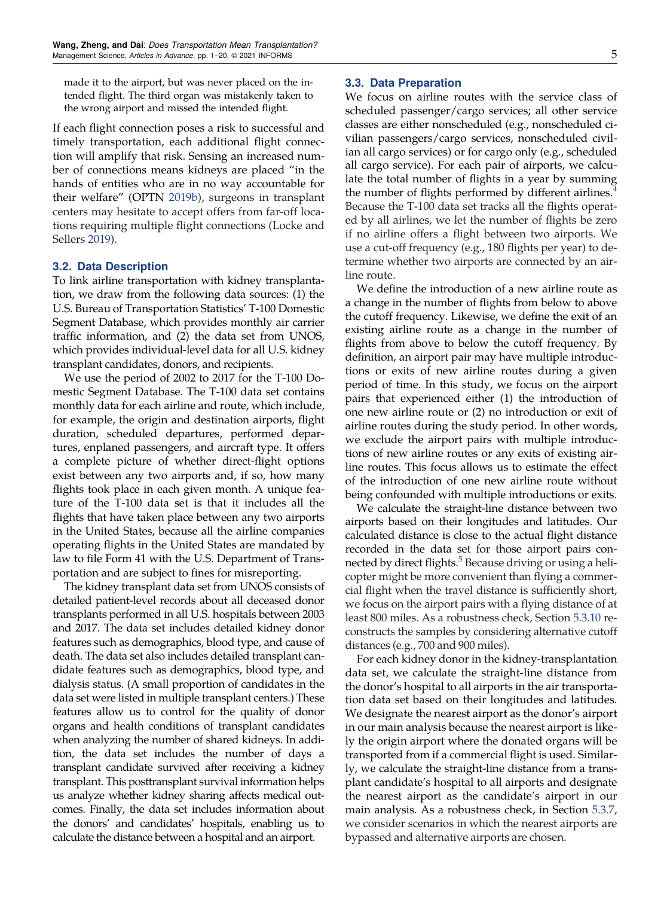made it to the airport, but was never placed on the intended flight. The third organ was mistakenly taken to the wrong airport and missed the intended flight.

If each flight connection poses a risk to successful and timely transportation, each additional flight connection will amplify that risk. Sensing an increased number of connections means kidneys are placed "in the hands of entities who are in no way accountable for their welfare" (OPTN 2019b), surgeons in transplant centers may hesitate to accept offers from far-off locations requiring multiple flight connections (Locke and Sellers 2019).

### 3.2. Data Description

To link airline transportation with kidney transplantation, we draw from the following data sources: (1) the U.S. Bureau of Transportation Statistics' T-100 Domestic Segment Database, which provides monthly air carrier traffic information, and (2) the data set from UNOS, which provides individual-level data for all U.S. kidney transplant candidates, donors, and recipients.

We use the period of 2002 to 2017 for the T-100 Domestic Segment Database. The T-100 data set contains monthly data for each airline and route, which include, for example, the origin and destination airports, flight duration, scheduled departures, performed departures, enplaned passengers, and aircraft type. It offers a complete picture of whether direct-flight options exist between any two airports and, if so, how many flights took place in each given month. A unique feature of the T-100 data set is that it includes all the flights that have taken place between any two airports in the United States, because all the airline companies operating flights in the United States are mandated by law to file Form 41 with the U.S. Department of Transportation and are subject to fines for misreporting.

The kidney transplant data set from UNOS consists of detailed patient-level records about all deceased donor transplants performed in all U.S. hospitals between 2003 and 2017. The data set includes detailed kidney donor features such as demographics, blood type, and cause of death. The data set also includes detailed transplant candidate features such as demographics, blood type, and dialysis status. (A small proportion of candidates in the data set were listed in multiple transplant centers.) These features allow us to control for the quality of donor organs and health conditions of transplant candidates when analyzing the number of shared kidneys. In addition, the data set includes the number of days a transplant candidate survived after receiving a kidney transplant. This posttransplant survival information helps us analyze whether kidney sharing affects medical outcomes. Finally, the data set includes information about the donors' and candidates' hospitals, enabling us to calculate the distance between a hospital and an airport.

### 3.3. Data Preparation

We focus on airline routes with the service class of scheduled passenger/cargo services; all other service classes are either nonscheduled (e.g., nonscheduled civilian passengers/cargo services, nonscheduled civilian all cargo services) or for cargo only (e.g., scheduled all cargo service). For each pair of airports, we calculate the total number of flights in a year by summing the number of flights performed by different airlines.[4] Because the T-100 data set tracks all the flights operated by all airlines, we let the number of flights be zero if no airline offers a flight between two airports. We use a cut-off frequency (e.g., 180 flights per year) to determine whether two airports are connected by an airline route.

We define the introduction of a new airline route as a change in the number of flights from below to above the cutoff frequency. Likewise, we define the exit of an existing airline route as a change in the number of flights from above to below the cutoff frequency. By definition, an airport pair may have multiple introductions or exits of new airline routes during a given period of time. In this study, we focus on the airport pairs that experienced either (1) the introduction of one new airline route or (2) no introduction or exit of airline routes during the study period. In other words, we exclude the airport pairs with multiple introductions of new airline routes or any exits of existing airline routes. This focus allows us to estimate the effect of the introduction of one new airline route without being confounded with multiple introductions or exits.

We calculate the straight-line distance between two airports based on their longitudes and latitudes. Our calculated distance is close to the actual flight distance recorded in the data set for those airport pairs connected by direct flights.[5] Because driving or using a helicopter might be more convenient than flying a commercial flight when the travel distance is sufficiently short, we focus on the airport pairs with a flying distance of at least 800 miles. As a robustness check, Section 5.3.10 reconstructs the samples by considering alternative cutoff distances (e.g., 700 and 900 miles).

For each kidney donor in the kidney-transplantation data set, we calculate the straight-line distance from the donor's hospital to all airports in the air transportation data set based on their longitudes and latitudes. We designate the nearest airport as the donor's airport in our main analysis because the nearest airport is likely the origin airport where the donated organs will be transported from if a commercial flight is used. Similarly, we calculate the straight-line distance from a transplant candidate's hospital to all airports and designate the nearest airport as the candidate's airport in our main analysis. As a robustness check, in Section 5.3.7, we consider scenarios in which the nearest airports are bypassed and alternative airports are chosen.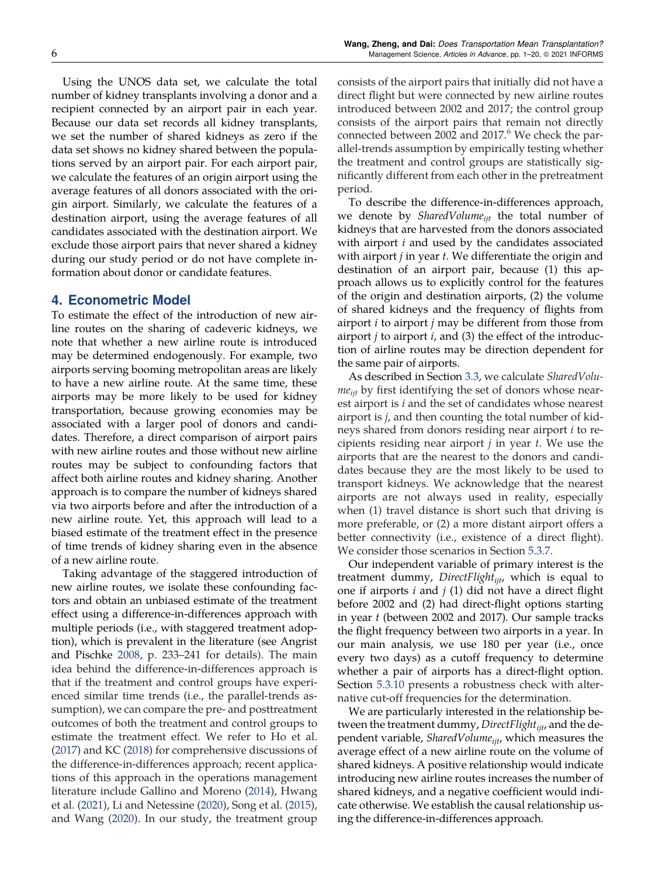Using the UNOS data set, we calculate the total number of kidney transplants involving a donor and a recipient connected by an airport pair in each year. Because our data set records all kidney transplants, we set the number of shared kidneys as zero if the data set shows no kidney shared between the populations served by an airport pair. For each airport pair, we calculate the features of an origin airport using the average features of all donors associated with the origin airport. Similarly, we calculate the features of a destination airport, using the average features of all candidates associated with the destination airport. We exclude those airport pairs that never shared a kidney during our study period or do not have complete information about donor or candidate features.

## 4. Econometric Model

To estimate the effect of the introduction of new airline routes on the sharing of cadeveric kidneys, we note that whether a new airline route is introduced may be determined endogenously. For example, two airports serving booming metropolitan areas are likely to have a new airline route. At the same time, these airports may be more likely to be used for kidney transportation, because growing economies may be associated with a larger pool of donors and candidates. Therefore, a direct comparison of airport pairs with new airline routes and those without new airline routes may be subject to confounding factors that affect both airline routes and kidney sharing. Another approach is to compare the number of kidneys shared via two airports before and after the introduction of a new airline route. Yet, this approach will lead to a biased estimate of the treatment effect in the presence of time trends of kidney sharing even in the absence of a new airline route.

Taking advantage of the staggered introduction of new airline routes, we isolate these confounding factors and obtain an unbiased estimate of the treatment effect using a difference-in-differences approach with multiple periods (i.e., with staggered treatment adoption), which is prevalent in the literature (see Angrist and Pischke 2008, p. 233–241 for details). The main idea behind the difference-in-differences approach is that if the treatment and control groups have experienced similar time trends (i.e., the parallel-trends assumption), we can compare the pre- and posttreatment outcomes of both the treatment and control groups to estimate the treatment effect. We refer to Ho et al. (2017) and KC (2018) for comprehensive discussions of the difference-in-differences approach; recent applications of this approach in the operations management literature include Gallino and Moreno (2014), Hwang et al. (2021), Li and Netessine (2020), Song et al. (2015), and Wang (2020). In our study, the treatment group consists of the airport pairs that initially did not have a direct flight but were connected by new airline routes introduced between 2002 and 2017; the control group consists of the airport pairs that remain not directly connected between 2002 and 2017.[6] We check the parallel-trends assumption by empirically testing whether the treatment and control groups are statistically significantly different from each other in the pretreatment period.

To describe the difference-in-differences approach, we denote by $SharedVolume_{ijt}$ the total number of kidneys that are harvested from the donors associated with airport $i$ and used by the candidates associated with airport $j$ in year $t$. We differentiate the origin and destination of an airport pair, because (1) this approach allows us to explicitly control for the features of the origin and destination airports, (2) the volume of shared kidneys and the frequency of flights from airport $i$ to airport $j$ may be different from those from airport $j$ to airport $i$, and (3) the effect of the introduction of airline routes may be direction dependent for the same pair of airports.

As described in Section 3.3, we calculate $SharedVolume_{ijt}$ by first identifying the set of donors whose nearest airport is $i$ and the set of candidates whose nearest airport is $j$, and then counting the total number of kidneys shared from donors residing near airport $i$ to recipients residing near airport $j$ in year $t$. We use the airports that are the nearest to the donors and candidates because they are the most likely to be used to transport kidneys. We acknowledge that the nearest airports are not always used in reality, especially when (1) travel distance is short such that driving is more preferable, or (2) a more distant airport offers a better connectivity (i.e., existence of a direct flight). We consider those scenarios in Section 5.3.7.

Our independent variable of primary interest is the treatment dummy, $DirectFlight_{ijt}$, which is equal to one if airports $i$ and $j$ (1) did not have a direct flight before 2002 and (2) had direct-flight options starting in year $t$ (between 2002 and 2017). Our sample tracks the flight frequency between two airports in a year. In our main analysis, we use 180 per year (i.e., once every two days) as a cutoff frequency to determine whether a pair of airports has a direct-flight option. Section 5.3.10 presents a robustness check with alternative cut-off frequencies for the determination.

We are particularly interested in the relationship between the treatment dummy, $DirectFlight_{ijt}$, and the dependent variable, $SharedVolume_{ijt}$, which measures the average effect of a new airline route on the volume of shared kidneys. A positive relationship would indicate introducing new airline routes increases the number of shared kidneys, and a negative coefficient would indicate otherwise. We establish the causal relationship using the difference-in-differences approach.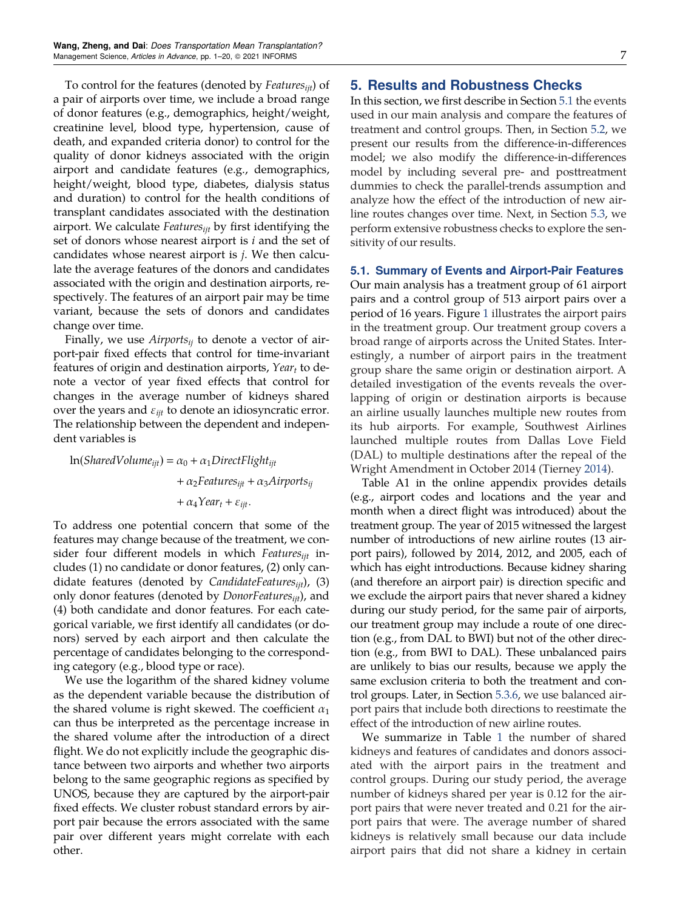To control for the features (denoted by $Features_{ijt}$) of a pair of airports over time, we include a broad range of donor features (e.g., demographics, height/weight, creatinine level, blood type, hypertension, cause of death, and expanded criteria donor) to control for the quality of donor kidneys associated with the origin airport and candidate features (e.g., demographics, height/weight, blood type, diabetes, dialysis status and duration) to control for the health conditions of transplant candidates associated with the destination airport. We calculate $Features_{ijt}$ by first identifying the set of donors whose nearest airport is $i$ and the set of candidates whose nearest airport is $j$. We then calculate the average features of the donors and candidates associated with the origin and destination airports, respectively. The features of an airport pair may be time variant, because the sets of donors and candidates change over time.

Finally, we use $Airports_{ij}$ to denote a vector of airport-pair fixed effects that control for time-invariant features of origin and destination airports, $Year_t$ to denote a vector of year fixed effects that control for changes in the average number of kidneys shared over the years and $\varepsilon_{ijt}$ to denote an idiosyncratic error. The relationship between the dependent and independent variables is

$$\ln(SharedVolume_{ijt}) = \alpha_0 + \alpha_1 DirectFlight_{ijt} + \alpha_2 Features_{ijt} + \alpha_3 Airports_{ij} + \alpha_4 Year_t + \varepsilon_{ijt}.$$

To address one potential concern that some of the features may change because of the treatment, we consider four different models in which $Features_{ijt}$ includes (1) no candidate or donor features, (2) only candidate features (denoted by $CandidateFeatures_{ijt}$), (3) only donor features (denoted by $DonorFeatures_{ijt}$), and (4) both candidate and donor features. For each categorical variable, we first identify all candidates (or donors) served by each airport and then calculate the percentage of candidates belonging to the corresponding category (e.g., blood type or race).

We use the logarithm of the shared kidney volume as the dependent variable because the distribution of the shared volume is right skewed. The coefficient $\alpha_1$ can thus be interpreted as the percentage increase in the shared volume after the introduction of a direct flight. We do not explicitly include the geographic distance between two airports and whether two airports belong to the same geographic regions as specified by UNOS, because they are captured by the airport-pair fixed effects. We cluster robust standard errors by airport pair because the errors associated with the same pair over different years might correlate with each other.

## 5. Results and Robustness Checks

In this section, we first describe in Section 5.1 the events used in our main analysis and compare the features of treatment and control groups. Then, in Section 5.2, we present our results from the difference-in-differences model; we also modify the difference-in-differences model by including several pre- and posttreatment dummies to check the parallel-trends assumption and analyze how the effect of the introduction of new airline routes changes over time. Next, in Section 5.3, we perform extensive robustness checks to explore the sensitivity of our results.

### 5.1. Summary of Events and Airport-Pair Features

Our main analysis has a treatment group of 61 airport pairs and a control group of 513 airport pairs over a period of 16 years. Figure 1 illustrates the airport pairs in the treatment group. Our treatment group covers a broad range of airports across the United States. Interestingly, a number of airport pairs in the treatment group share the same origin or destination airport. A detailed investigation of the events reveals the overlapping of origin or destination airports is because an airline usually launches multiple new routes from its hub airports. For example, Southwest Airlines launched multiple routes from Dallas Love Field (DAL) to multiple destinations after the repeal of the Wright Amendment in October 2014 (Tierney 2014).

Table A1 in the online appendix provides details (e.g., airport codes and locations and the year and month when a direct flight was introduced) about the treatment group. The year of 2015 witnessed the largest number of introductions of new airline routes (13 airport pairs), followed by 2014, 2012, and 2005, each of which has eight introductions. Because kidney sharing (and therefore an airport pair) is direction specific and we exclude the airport pairs that never shared a kidney during our study period, for the same pair of airports, our treatment group may include a route of one direction (e.g., from DAL to BWI) but not of the other direction (e.g., from BWI to DAL). These unbalanced pairs are unlikely to bias our results, because we apply the same exclusion criteria to both the treatment and control groups. Later, in Section 5.3.6, we use balanced airport pairs that include both directions to reestimate the effect of the introduction of new airline routes.

We summarize in Table 1 the number of shared kidneys and features of candidates and donors associated with the airport pairs in the treatment and control groups. During our study period, the average number of kidneys shared per year is 0.12 for the airport pairs that were never treated and 0.21 for the airport pairs that were. The average number of shared kidneys is relatively small because our data include airport pairs that did not share a kidney in certain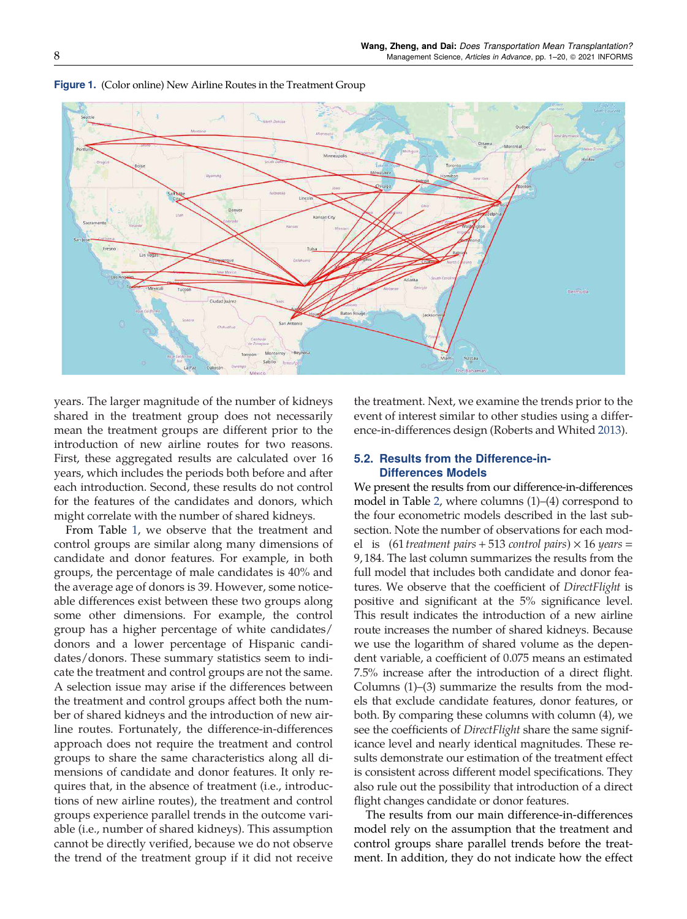**Figure 1.** (Color online) New Airline Routes in the Treatment Group

years. The larger magnitude of the number of kidneys shared in the treatment group does not necessarily mean the treatment groups are different prior to the introduction of new airline routes for two reasons. First, these aggregated results are calculated over 16 years, which includes the periods both before and after each introduction. Second, these results do not control for the features of the candidates and donors, which might correlate with the number of shared kidneys.

From Table 1, we observe that the treatment and control groups are similar along many dimensions of candidate and donor features. For example, in both groups, the percentage of male candidates is 40% and the average age of donors is 39. However, some noticeable differences exist between these two groups along some other dimensions. For example, the control group has a higher percentage of white candidates/donors and a lower percentage of Hispanic candidates/donors. These summary statistics seem to indicate the treatment and control groups are not the same. A selection issue may arise if the differences between the treatment and control groups affect both the number of shared kidneys and the introduction of new airline routes. Fortunately, the difference-in-differences approach does not require the treatment and control groups to share the same characteristics along all dimensions of candidate and donor features. It only requires that, in the absence of treatment (i.e., introductions of new airline routes), the treatment and control groups experience parallel trends in the outcome variable (i.e., number of shared kidneys). This assumption cannot be directly verified, because we do not observe the trend of the treatment group if it did not receive the treatment. Next, we examine the trends prior to the event of interest similar to other studies using a difference-in-differences design (Roberts and Whited 2013).

### 5.2. Results from the Difference-in-Differences Models

We present the results from our difference-in-differences model in Table 2, where columns (1)–(4) correspond to the four econometric models described in the last subsection. Note the number of observations for each model is $(61\ \textit{treatment pairs} + 513\ \textit{control pairs}) \times 16\ \textit{years} = 9{,}184$. The last column summarizes the results from the full model that includes both candidate and donor features. We observe that the coefficient of *DirectFlight* is positive and significant at the 5% significance level. This result indicates the introduction of a new airline route increases the number of shared kidneys. Because we use the logarithm of shared volume as the dependent variable, a coefficient of 0.075 means an estimated 7.5% increase after the introduction of a direct flight. Columns (1)–(3) summarize the results from the models that exclude candidate features, donor features, or both. By comparing these columns with column (4), we see the coefficients of *DirectFlight* share the same significance level and nearly identical magnitudes. These results demonstrate our estimation of the treatment effect is consistent across different model specifications. They also rule out the possibility that introduction of a direct flight changes candidate or donor features.

The results from our main difference-in-differences model rely on the assumption that the treatment and control groups share parallel trends before the treatment. In addition, they do not indicate how the effect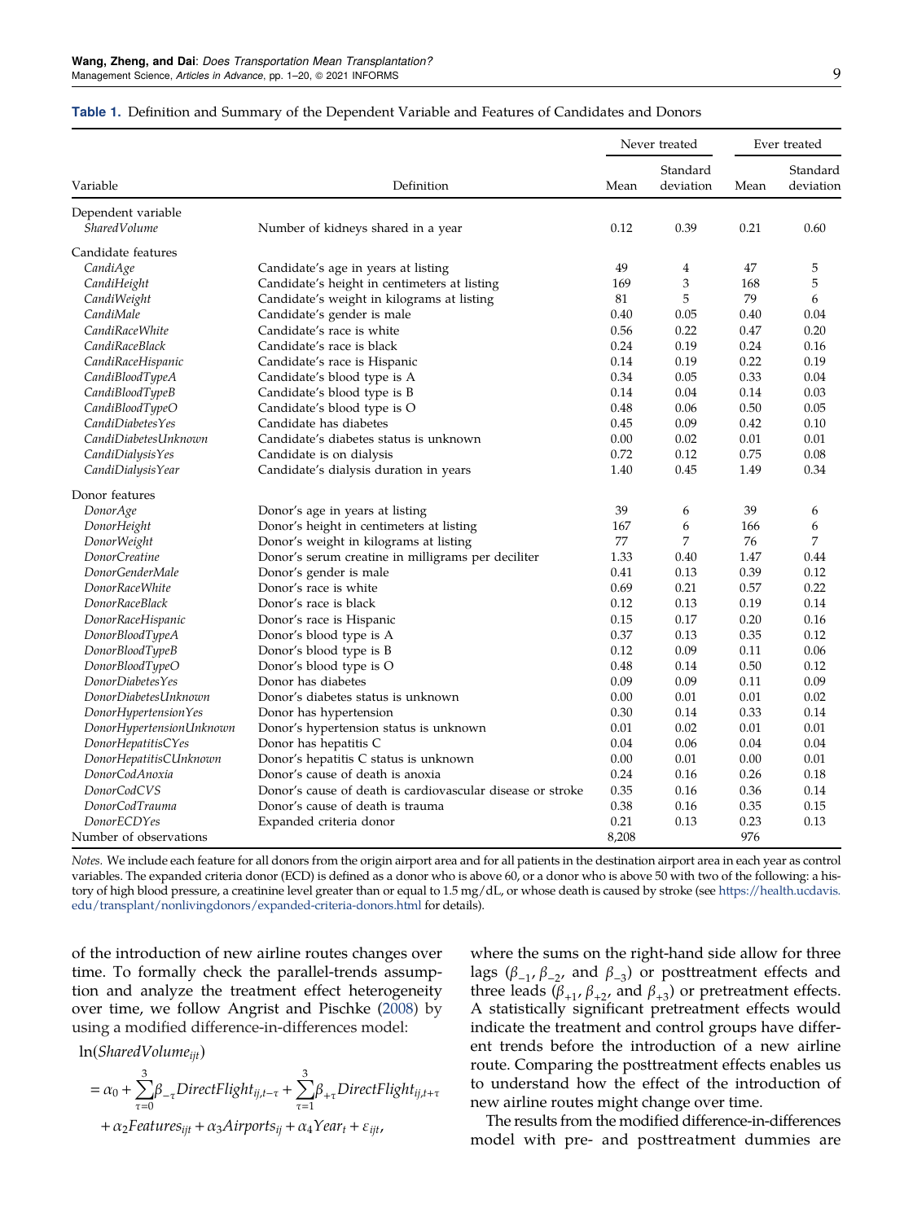**Table 1.** Definition and Summary of the Dependent Variable and Features of Candidates and Donors

| Variable | Definition | Never treated | | Ever treated | |
|---|---|---|---|---|---|
| | | Mean | Standard deviation | Mean | Standard deviation |
| Dependent variable | | | | | |
| *SharedVolume* | Number of kidneys shared in a year | 0.12 | 0.39 | 0.21 | 0.60 |
| Candidate features | | | | | |
| *CandiAge* | Candidate's age in years at listing | 49 | 4 | 47 | 5 |
| *CandiHeight* | Candidate's height in centimeters at listing | 169 | 3 | 168 | 5 |
| *CandiWeight* | Candidate's weight in kilograms at listing | 81 | 5 | 79 | 6 |
| *CandiMale* | Candidate's gender is male | 0.40 | 0.05 | 0.40 | 0.04 |
| *CandiRaceWhite* | Candidate's race is white | 0.56 | 0.22 | 0.47 | 0.20 |
| *CandiRaceBlack* | Candidate's race is black | 0.24 | 0.19 | 0.24 | 0.16 |
| *CandiRaceHispanic* | Candidate's race is Hispanic | 0.14 | 0.19 | 0.22 | 0.19 |
| *CandiBloodTypeA* | Candidate's blood type is A | 0.34 | 0.05 | 0.33 | 0.04 |
| *CandiBloodTypeB* | Candidate's blood type is B | 0.14 | 0.04 | 0.14 | 0.03 |
| *CandiBloodTypeO* | Candidate's blood type is O | 0.48 | 0.06 | 0.50 | 0.05 |
| *CandiDiabetesYes* | Candidate has diabetes | 0.45 | 0.09 | 0.42 | 0.10 |
| *CandiDiabetesUnknown* | Candidate's diabetes status is unknown | 0.00 | 0.02 | 0.01 | 0.01 |
| *CandiDialysisYes* | Candidate is on dialysis | 0.72 | 0.12 | 0.75 | 0.08 |
| *CandiDialysisYear* | Candidate's dialysis duration in years | 1.40 | 0.45 | 1.49 | 0.34 |
| Donor features | | | | | |
| *DonorAge* | Donor's age in years at listing | 39 | 6 | 39 | 6 |
| *DonorHeight* | Donor's height in centimeters at listing | 167 | 6 | 166 | 6 |
| *DonorWeight* | Donor's weight in kilograms at listing | 77 | 7 | 76 | 7 |
| *DonorCreatine* | Donor's serum creatine in milligrams per deciliter | 1.33 | 0.40 | 1.47 | 0.44 |
| *DonorGenderMale* | Donor's gender is male | 0.41 | 0.13 | 0.39 | 0.12 |
| *DonorRaceWhite* | Donor's race is white | 0.69 | 0.21 | 0.57 | 0.22 |
| *DonorRaceBlack* | Donor's race is black | 0.12 | 0.13 | 0.19 | 0.14 |
| *DonorRaceHispanic* | Donor's race is Hispanic | 0.15 | 0.17 | 0.20 | 0.16 |
| *DonorBloodTypeA* | Donor's blood type is A | 0.37 | 0.13 | 0.35 | 0.12 |
| *DonorBloodTypeB* | Donor's blood type is B | 0.12 | 0.09 | 0.11 | 0.06 |
| *DonorBloodTypeO* | Donor's blood type is O | 0.48 | 0.14 | 0.50 | 0.12 |
| *DonorDiabetesYes* | Donor has diabetes | 0.09 | 0.09 | 0.11 | 0.09 |
| *DonorDiabetesUnknown* | Donor's diabetes status is unknown | 0.00 | 0.01 | 0.01 | 0.02 |
| *DonorHypertensionYes* | Donor has hypertension | 0.30 | 0.14 | 0.33 | 0.14 |
| *DonorHypertensionUnknown* | Donor's hypertension status is unknown | 0.01 | 0.02 | 0.01 | 0.01 |
| *DonorHepatitisCYes* | Donor has hepatitis C | 0.04 | 0.06 | 0.04 | 0.04 |
| *DonorHepatitisCUnknown* | Donor's hepatitis C status is unknown | 0.00 | 0.01 | 0.00 | 0.01 |
| *DonorCodAnoxia* | Donor's cause of death is anoxia | 0.24 | 0.16 | 0.26 | 0.18 |
| *DonorCodCVS* | Donor's cause of death is cardiovascular disease or stroke | 0.35 | 0.16 | 0.36 | 0.14 |
| *DonorCodTrauma* | Donor's cause of death is trauma | 0.38 | 0.16 | 0.35 | 0.15 |
| *DonorECDYes* | Expanded criteria donor | 0.21 | 0.13 | 0.23 | 0.13 |
| Number of observations | | 8,208 | | 976 | |

*Notes.* We include each feature for all donors from the origin airport area and for all patients in the destination airport area in each year as control variables. The expanded criteria donor (ECD) is defined as a donor who is above 60, or a donor who is above 50 with two of the following: a history of high blood pressure, a creatinine level greater than or equal to 1.5 mg/dL, or whose death is caused by stroke (see https://health.ucdavis.edu/transplant/nonlivingdonors/expanded-criteria-donors.html for details).

of the introduction of new airline routes changes over time. To formally check the parallel-trends assumption and analyze the treatment effect heterogeneity over time, we follow Angrist and Pischke (2008) by using a modified difference-in-differences model:

$$
\begin{aligned}
&\ln(SharedVolume_{ijt}) \\
&= \alpha_0 + \sum_{\tau=0}^{3} \beta_{-\tau} DirectFlight_{ij,t-\tau} + \sum_{\tau=1}^{3} \beta_{+\tau} DirectFlight_{ij,t+\tau} \\
&\quad + \alpha_2 Features_{ijt} + \alpha_3 Airports_{ij} + \alpha_4 Year_t + \varepsilon_{ijt},
\end{aligned}
$$

where the sums on the right-hand side allow for three lags ($\beta_{-1}$, $\beta_{-2}$, and $\beta_{-3}$) or posttreatment effects and three leads ($\beta_{+1}$, $\beta_{+2}$, and $\beta_{+3}$) or pretreatment effects. A statistically significant pretreatment effects would indicate the treatment and control groups have different trends before the introduction of a new airline route. Comparing the posttreatment effects enables us to understand how the effect of the introduction of new airline routes might change over time.

The results from the modified difference-in-differences model with pre- and posttreatment dummies are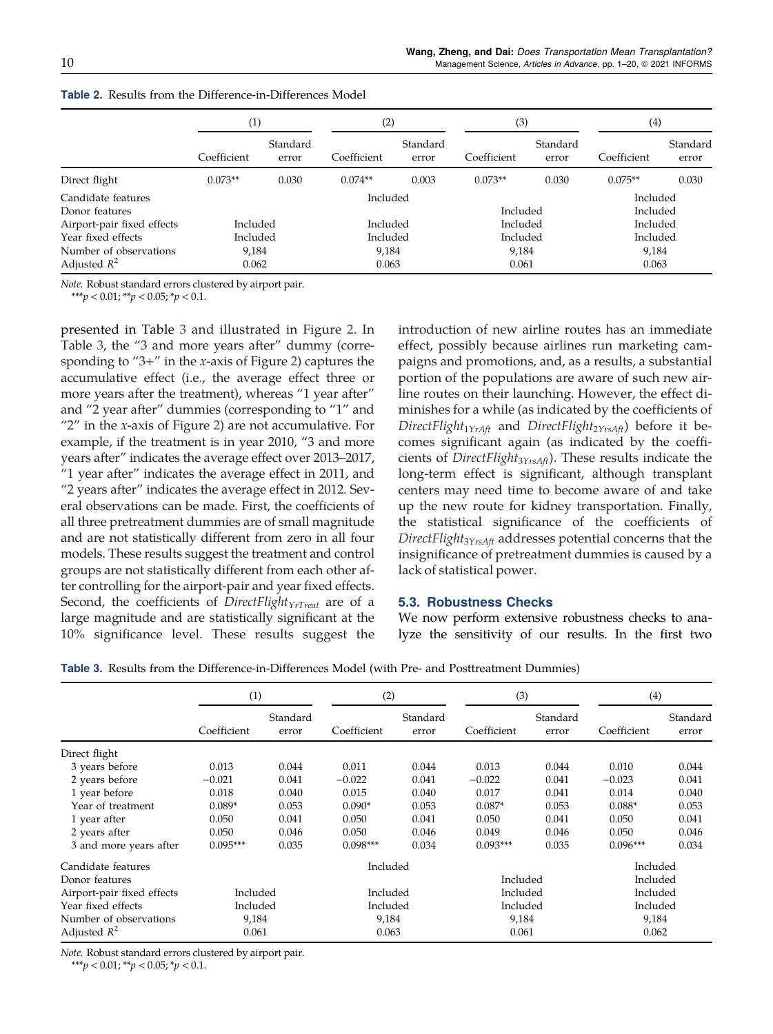**Table 2.** Results from the Difference-in-Differences Model

| | (1) | | (2) | | (3) | | (4) | |
|---|---|---|---|---|---|---|---|---|
| | Coefficient | Standard error | Coefficient | Standard error | Coefficient | Standard error | Coefficient | Standard error |
| Direct flight | 0.073** | 0.030 | 0.074** | 0.003 | 0.073** | 0.030 | 0.075** | 0.030 |
| Candidate features | | | Included | | | | Included | |
| Donor features | | | | | Included | | Included | |
| Airport-pair fixed effects | Included | | Included | | Included | | Included | |
| Year fixed effects | Included | | Included | | Included | | Included | |
| Number of observations | 9,184 | | 9,184 | | 9,184 | | 9,184 | |
| Adjusted $R^2$ | 0.062 | | 0.063 | | 0.061 | | 0.063 | |

*Note.* Robust standard errors clustered by airport pair.
***$p < 0.01$; **$p < 0.05$; *$p < 0.1$.

presented in Table 3 and illustrated in Figure 2. In Table 3, the "3 and more years after" dummy (corresponding to "3+" in the *x*-axis of Figure 2) captures the accumulative effect (i.e., the average effect three or more years after the treatment), whereas "1 year after" and "2 year after" dummies (corresponding to "1" and "2" in the *x*-axis of Figure 2) are not accumulative. For example, if the treatment is in year 2010, "3 and more years after" indicates the average effect over 2013–2017, "1 year after" indicates the average effect in 2011, and "2 years after" indicates the average effect in 2012. Several observations can be made. First, the coefficients of all three pretreatment dummies are of small magnitude and are not statistically different from zero in all four models. These results suggest the treatment and control groups are not statistically different from each other after controlling for the airport-pair and year fixed effects. Second, the coefficients of $DirectFlight_{YrTreat}$ are of a large magnitude and are statistically significant at the 10% significance level. These results suggest the introduction of new airline routes has an immediate effect, possibly because airlines run marketing campaigns and promotions, and, as a results, a substantial portion of the populations are aware of such new airline routes on their launching. However, the effect diminishes for a while (as indicated by the coefficients of $DirectFlight_{1YrAft}$ and $DirectFlight_{2YrsAft}$) before it becomes significant again (as indicated by the coefficients of $DirectFlight_{3YrsAft}$). These results indicate the long-term effect is significant, although transplant centers may need time to become aware of and take up the new route for kidney transportation. Finally, the statistical significance of the coefficients of $DirectFlight_{3YrsAft}$ addresses potential concerns that the insignificance of pretreatment dummies is caused by a lack of statistical power.

### 5.3. Robustness Checks

We now perform extensive robustness checks to analyze the sensitivity of our results. In the first two

**Table 3.** Results from the Difference-in-Differences Model (with Pre- and Posttreatment Dummies)

| | (1) | | (2) | | (3) | | (4) | |
|---|---|---|---|---|---|---|---|---|
| | Coefficient | Standard error | Coefficient | Standard error | Coefficient | Standard error | Coefficient | Standard error |
| Direct flight | | | | | | | | |
| 3 years before | 0.013 | 0.044 | 0.011 | 0.044 | 0.013 | 0.044 | 0.010 | 0.044 |
| 2 years before | −0.021 | 0.041 | −0.022 | 0.041 | −0.022 | 0.041 | −0.023 | 0.041 |
| 1 year before | 0.018 | 0.040 | 0.015 | 0.040 | 0.017 | 0.041 | 0.014 | 0.040 |
| Year of treatment | 0.089* | 0.053 | 0.090* | 0.053 | 0.087* | 0.053 | 0.088* | 0.053 |
| 1 year after | 0.050 | 0.041 | 0.050 | 0.041 | 0.050 | 0.041 | 0.050 | 0.041 |
| 2 years after | 0.050 | 0.046 | 0.050 | 0.046 | 0.049 | 0.046 | 0.050 | 0.046 |
| 3 and more years after | 0.095*** | 0.035 | 0.098*** | 0.034 | 0.093*** | 0.035 | 0.096*** | 0.034 |
| Candidate features | | | Included | | | | Included | |
| Donor features | | | | | Included | | Included | |
| Airport-pair fixed effects | Included | | Included | | Included | | Included | |
| Year fixed effects | Included | | Included | | Included | | Included | |
| Number of observations | 9,184 | | 9,184 | | 9,184 | | 9,184 | |
| Adjusted $R^2$ | 0.061 | | 0.063 | | 0.061 | | 0.062 | |

*Note.* Robust standard errors clustered by airport pair.
***$p < 0.01$; **$p < 0.05$; *$p < 0.1$.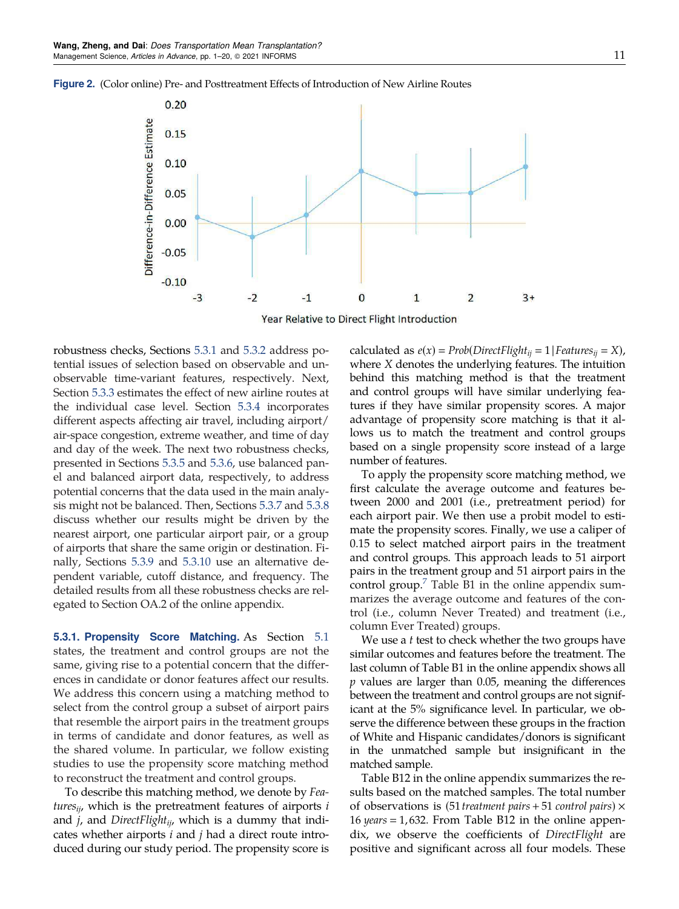**Figure 2.** (Color online) Pre- and Posttreatment Effects of Introduction of New Airline Routes

robustness checks, Sections 5.3.1 and 5.3.2 address potential issues of selection based on observable and unobservable time-variant features, respectively. Next, Section 5.3.3 estimates the effect of new airline routes at the individual case level. Section 5.3.4 incorporates different aspects affecting air travel, including airport/air-space congestion, extreme weather, and time of day and day of the week. The next two robustness checks, presented in Sections 5.3.5 and 5.3.6, use balanced panel and balanced airport data, respectively, to address potential concerns that the data used in the main analysis might not be balanced. Then, Sections 5.3.7 and 5.3.8 discuss whether our results might be driven by the nearest airport, one particular airport pair, or a group of airports that share the same origin or destination. Finally, Sections 5.3.9 and 5.3.10 use an alternative dependent variable, cutoff distance, and frequency. The detailed results from all these robustness checks are relegated to Section OA.2 of the online appendix.

#### 5.3.1. Propensity Score Matching.

As Section 5.1 states, the treatment and control groups are not the same, giving rise to a potential concern that the differences in candidate or donor features affect our results. We address this concern using a matching method to select from the control group a subset of airport pairs that resemble the airport pairs in the treatment groups in terms of candidate and donor features, as well as the shared volume. In particular, we follow existing studies to use the propensity score matching method to reconstruct the treatment and control groups.

To describe this matching method, we denote by $Features_{ij}$, which is the pretreatment features of airports $i$ and $j$, and $DirectFlight_{ij}$, which is a dummy that indicates whether airports $i$ and $j$ had a direct route introduced during our study period. The propensity score is calculated as $e(x) = Prob(DirectFlight_{ij} = 1 | Features_{ij} = X)$, where $X$ denotes the underlying features. The intuition behind this matching method is that the treatment and control groups will have similar underlying features if they have similar propensity scores. A major advantage of propensity score matching is that it allows us to match the treatment and control groups based on a single propensity score instead of a large number of features.

To apply the propensity score matching method, we first calculate the average outcome and features between 2000 and 2001 (i.e., pretreatment period) for each airport pair. We then use a probit model to estimate the propensity scores. Finally, we use a caliper of 0.15 to select matched airport pairs in the treatment and control groups. This approach leads to 51 airport pairs in the treatment group and 51 airport pairs in the control group.[7] Table B1 in the online appendix summarizes the average outcome and features of the control (i.e., column Never Treated) and treatment (i.e., column Ever Treated) groups.

We use a $t$ test to check whether the two groups have similar outcomes and features before the treatment. The last column of Table B1 in the online appendix shows all $p$ values are larger than 0.05, meaning the differences between the treatment and control groups are not significant at the 5% significance level. In particular, we observe the difference between these groups in the fraction of White and Hispanic candidates/donors is significant in the unmatched sample but insignificant in the matched sample.

Table B12 in the online appendix summarizes the results based on the matched samples. The total number of observations is $(51\ \textit{treatment pairs} + 51\ \textit{control pairs}) \times 16\ \textit{years} = 1{,}632$. From Table B12 in the online appendix, we observe the coefficients of $DirectFlight$ are positive and significant across all four models. These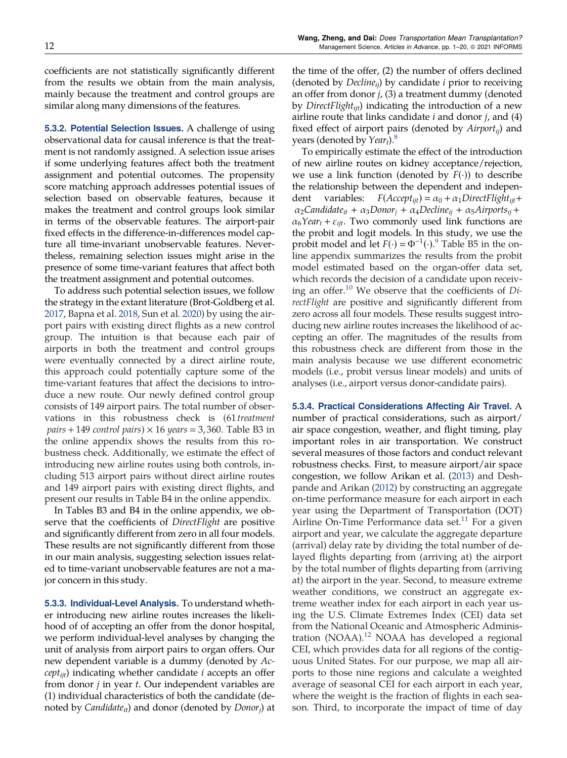coefficients are not statistically significantly different from the results we obtain from the main analysis, mainly because the treatment and control groups are similar along many dimensions of the features.

**5.3.2. Potential Selection Issues.** A challenge of using observational data for causal inference is that the treatment is not randomly assigned. A selection issue arises if some underlying features affect both the treatment assignment and potential outcomes. The propensity score matching approach addresses potential issues of selection based on observable features, because it makes the treatment and control groups look similar in terms of the observable features. The airport-pair fixed effects in the difference-in-differences model capture all time-invariant unobservable features. Nevertheless, remaining selection issues might arise in the presence of some time-variant features that affect both the treatment assignment and potential outcomes.

To address such potential selection issues, we follow the strategy in the extant literature (Brot-Goldberg et al. 2017, Bapna et al. 2018, Sun et al. 2020) by using the airport pairs with existing direct flights as a new control group. The intuition is that because each pair of airports in both the treatment and control groups were eventually connected by a direct airline route, this approach could potentially capture some of the time-variant features that affect the decisions to introduce a new route. Our newly defined control group consists of 149 airport pairs. The total number of observations in this robustness check is $(61\,\textit{treatment pairs} + 149\,\textit{control pairs}) \times 16\,\textit{years} = 3{,}360$. Table B3 in the online appendix shows the results from this robustness check. Additionally, we estimate the effect of introducing new airline routes using both controls, including 513 airport pairs without direct airline routes and 149 airport pairs with existing direct flights, and present our results in Table B4 in the online appendix.

In Tables B3 and B4 in the online appendix, we observe that the coefficients of *DirectFlight* are positive and significantly different from zero in all four models. These results are not significantly different from those in our main analysis, suggesting selection issues related to time-variant unobservable features are not a major concern in this study.

**5.3.3. Individual-Level Analysis.** To understand whether introducing new airline routes increases the likelihood of of accepting an offer from the donor hospital, we perform individual-level analyses by changing the unit of analysis from airport pairs to organ offers. Our new dependent variable is a dummy (denoted by $Accept_{ijt}$) indicating whether candidate $i$ accepts an offer from donor $j$ in year $t$. Our independent variables are (1) individual characteristics of both the candidate (denoted by $Candidate_{it}$) and donor (denoted by $Donor_j$) at the time of the offer, (2) the number of offers declined (denoted by $Decline_{ij}$) by candidate $i$ prior to receiving an offer from donor $j$, (3) a treatment dummy (denoted by $DirectFlight_{ijt}$) indicating the introduction of a new airline route that links candidate $i$ and donor $j$, and (4) fixed effect of airport pairs (denoted by $Airport_{ij}$) and years (denoted by $Year_t$).[8]

To empirically estimate the effect of the introduction of new airline routes on kidney acceptance/rejection, we use a link function (denoted by $F(\cdot)$) to describe the relationship between the dependent and independent variables: $F(Accept_{ijt}) = \alpha_0 + \alpha_1 DirectFlight_{ijt} + \alpha_2 Candidate_{it} + \alpha_3 Donor_j + \alpha_4 Decline_{ij} + \alpha_5 Airports_{ij} + \alpha_6 Year_t + \varepsilon_{ijt}$. Two commonly used link functions are the probit and logit models. In this study, we use the probit model and let $F(\cdot) = \Phi^{-1}(\cdot)$.[9] Table B5 in the online appendix summarizes the results from the probit model estimated based on the organ-offer data set, which records the decision of a candidate upon receiving an offer.[10] We observe that the coefficients of *DirectFlight* are positive and significantly different from zero across all four models. These results suggest introducing new airline routes increases the likelihood of accepting an offer. The magnitudes of the results from this robustness check are different from those in the main analysis because we use different econometric models (i.e., probit versus linear models) and units of analyses (i.e., airport versus donor-candidate pairs).

**5.3.4. Practical Considerations Affecting Air Travel.** A number of practical considerations, such as airport/air space congestion, weather, and flight timing, play important roles in air transportation. We construct several measures of those factors and conduct relevant robustness checks. First, to measure airport/air space congestion, we follow Arikan et al. (2013) and Deshpande and Arikan (2012) by constructing an aggregate on-time performance measure for each airport in each year using the Department of Transportation (DOT) Airline On-Time Performance data set.[11] For a given airport and year, we calculate the aggregate departure (arrival) delay rate by dividing the total number of delayed flights departing from (arriving at) the airport by the total number of flights departing from (arriving at) the airport in the year. Second, to measure extreme weather conditions, we construct an aggregate extreme weather index for each airport in each year using the U.S. Climate Extremes Index (CEI) data set from the National Oceanic and Atmospheric Administration (NOAA).[12] NOAA has developed a regional CEI, which provides data for all regions of the contiguous United States. For our purpose, we map all airports to those nine regions and calculate a weighted average of seasonal CEI for each airport in each year, where the weight is the fraction of flights in each season. Third, to incorporate the impact of time of day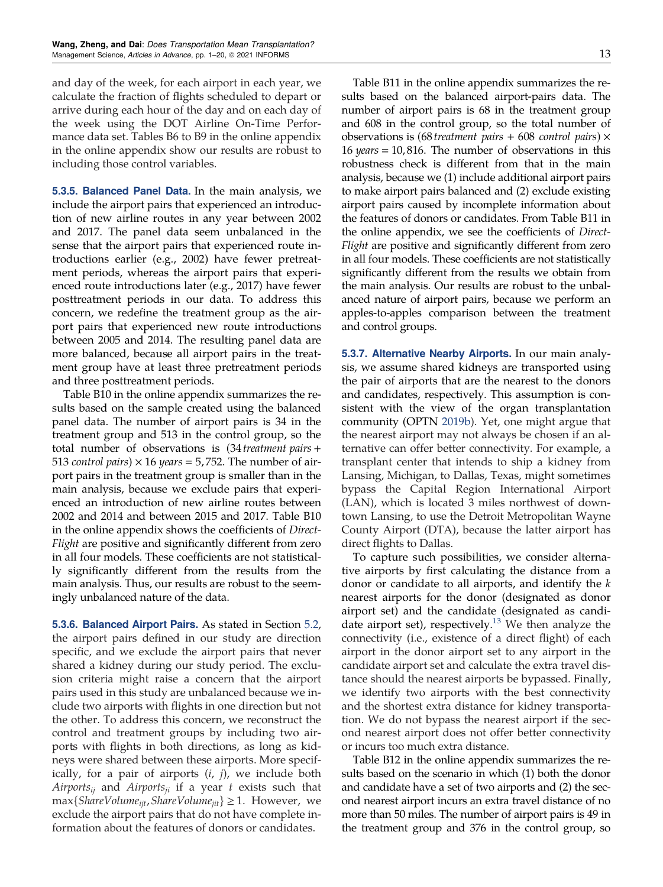and day of the week, for each airport in each year, we calculate the fraction of flights scheduled to depart or arrive during each hour of the day and on each day of the week using the DOT Airline On-Time Performance data set. Tables B6 to B9 in the online appendix show our results are robust to including those control variables.

### 5.3.5. Balanced Panel Data.

In the main analysis, we include the airport pairs that experienced an introduction of new airline routes in any year between 2002 and 2017. The panel data seem unbalanced in the sense that the airport pairs that experienced route introductions earlier (e.g., 2002) have fewer pretreatment periods, whereas the airport pairs that experienced route introductions later (e.g., 2017) have fewer posttreatment periods in our data. To address this concern, we redefine the treatment group as the airport pairs that experienced new route introductions between 2005 and 2014. The resulting panel data are more balanced, because all airport pairs in the treatment group have at least three pretreatment periods and three posttreatment periods.

Table B10 in the online appendix summarizes the results based on the sample created using the balanced panel data. The number of airport pairs is 34 in the treatment group and 513 in the control group, so the total number of observations is (34 *treatment pairs* + 513 *control pairs*) × 16 *years* = 5,752. The number of airport pairs in the treatment group is smaller than in the main analysis, because we exclude pairs that experienced an introduction of new airline routes between 2002 and 2014 and between 2015 and 2017. Table B10 in the online appendix shows the coefficients of *DirectFlight* are positive and significantly different from zero in all four models. These coefficients are not statistically significantly different from the results from the main analysis. Thus, our results are robust to the seemingly unbalanced nature of the data.

### 5.3.6. Balanced Airport Pairs.

As stated in Section 5.2, the airport pairs defined in our study are direction specific, and we exclude the airport pairs that never shared a kidney during our study period. The exclusion criteria might raise a concern that the airport pairs used in this study are unbalanced because we include two airports with flights in one direction but not the other. To address this concern, we reconstruct the control and treatment groups by including two airports with flights in both directions, as long as kidneys were shared between these airports. More specifically, for a pair of airports ($i$, $j$), we include both $Airports_{ij}$ and $Airports_{ji}$ if a year $t$ exists such that $\max\{ShareVolume_{ijt}, ShareVolume_{jit}\} \geq 1$. However, we exclude the airport pairs that do not have complete information about the features of donors or candidates.

Table B11 in the online appendix summarizes the results based on the balanced airport-pairs data. The number of airport pairs is 68 in the treatment group and 608 in the control group, so the total number of observations is (68 *treatment pairs* + 608 *control pairs*) × 16 *years* = 10,816. The number of observations in this robustness check is different from that in the main analysis, because we (1) include additional airport pairs to make airport pairs balanced and (2) exclude existing airport pairs caused by incomplete information about the features of donors or candidates. From Table B11 in the online appendix, we see the coefficients of *DirectFlight* are positive and significantly different from zero in all four models. These coefficients are not statistically significantly different from the results we obtain from the main analysis. Our results are robust to the unbalanced nature of airport pairs, because we perform an apples-to-apples comparison between the treatment and control groups.

### 5.3.7. Alternative Nearby Airports.

In our main analysis, we assume shared kidneys are transported using the pair of airports that are the nearest to the donors and candidates, respectively. This assumption is consistent with the view of the organ transplantation community (OPTN 2019b). Yet, one might argue that the nearest airport may not always be chosen if an alternative can offer better connectivity. For example, a transplant center that intends to ship a kidney from Lansing, Michigan, to Dallas, Texas, might sometimes bypass the Capital Region International Airport (LAN), which is located 3 miles northwest of downtown Lansing, to use the Detroit Metropolitan Wayne County Airport (DTA), because the latter airport has direct flights to Dallas.

To capture such possibilities, we consider alternative airports by first calculating the distance from a donor or candidate to all airports, and identify the $k$ nearest airports for the donor (designated as donor airport set) and the candidate (designated as candidate airport set), respectively.[13] We then analyze the connectivity (i.e., existence of a direct flight) of each airport in the donor airport set to any airport in the candidate airport set and calculate the extra travel distance should the nearest airports be bypassed. Finally, we identify two airports with the best connectivity and the shortest extra distance for kidney transportation. We do not bypass the nearest airport if the second nearest airport does not offer better connectivity or incurs too much extra distance.

Table B12 in the online appendix summarizes the results based on the scenario in which (1) both the donor and candidate have a set of two airports and (2) the second nearest airport incurs an extra travel distance of no more than 50 miles. The number of airport pairs is 49 in the treatment group and 376 in the control group, so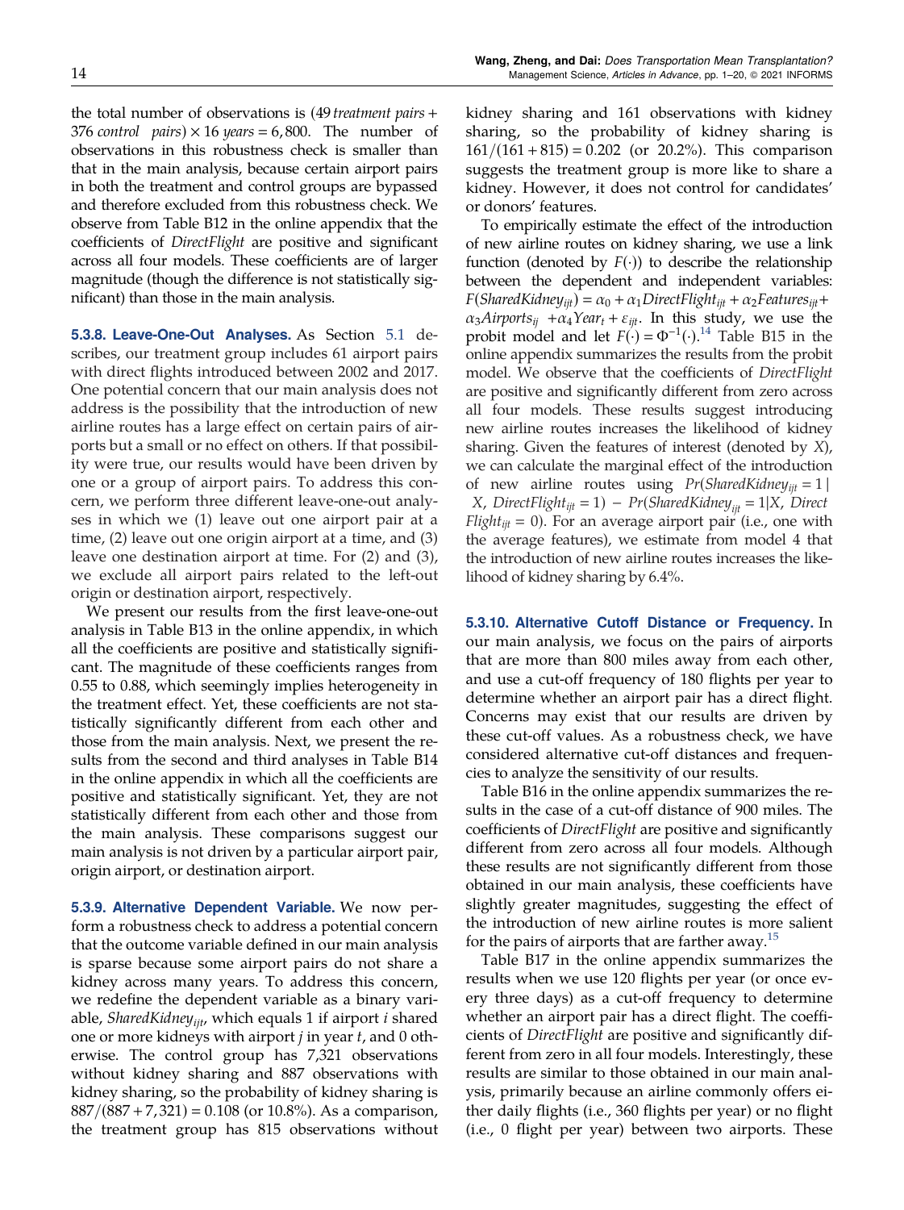the total number of observations is (49 *treatment pairs* + 376 *control pairs*) × 16 *years* = 6,800. The number of observations in this robustness check is smaller than that in the main analysis, because certain airport pairs in both the treatment and control groups are bypassed and therefore excluded from this robustness check. We observe from Table B12 in the online appendix that the coefficients of *DirectFlight* are positive and significant across all four models. These coefficients are of larger magnitude (though the difference is not statistically significant) than those in the main analysis.

#### 5.3.8. Leave-One-Out Analyses.

As Section 5.1 describes, our treatment group includes 61 airport pairs with direct flights introduced between 2002 and 2017. One potential concern that our main analysis does not address is the possibility that the introduction of new airline routes has a large effect on certain pairs of airports but a small or no effect on others. If that possibility were true, our results would have been driven by one or a group of airport pairs. To address this concern, we perform three different leave-one-out analyses in which we (1) leave out one airport pair at a time, (2) leave out one origin airport at a time, and (3) leave one destination airport at time. For (2) and (3), we exclude all airport pairs related to the left-out origin or destination airport, respectively.

We present our results from the first leave-one-out analysis in Table B13 in the online appendix, in which all the coefficients are positive and statistically significant. The magnitude of these coefficients ranges from 0.55 to 0.88, which seemingly implies heterogeneity in the treatment effect. Yet, these coefficients are not statistically significantly different from each other and those from the main analysis. Next, we present the results from the second and third analyses in Table B14 in the online appendix in which all the coefficients are positive and statistically significant. Yet, they are not statistically different from each other and those from the main analysis. These comparisons suggest our main analysis is not driven by a particular airport pair, origin airport, or destination airport.

#### 5.3.9. Alternative Dependent Variable.

We now perform a robustness check to address a potential concern that the outcome variable defined in our main analysis is sparse because some airport pairs do not share a kidney across many years. To address this concern, we redefine the dependent variable as a binary variable, $SharedKidney_{ijt}$, which equals 1 if airport $i$ shared one or more kidneys with airport $j$ in year $t$, and 0 otherwise. The control group has 7,321 observations without kidney sharing and 887 observations with kidney sharing, so the probability of kidney sharing is $887/(887 + 7,321) = 0.108$ (or 10.8%). As a comparison, the treatment group has 815 observations without kidney sharing and 161 observations with kidney sharing, so the probability of kidney sharing is $161/(161 + 815) = 0.202$ (or 20.2%). This comparison suggests the treatment group is more like to share a kidney. However, it does not control for candidates' or donors' features.

To empirically estimate the effect of the introduction of new airline routes on kidney sharing, we use a link function (denoted by $F(\cdot)$) to describe the relationship between the dependent and independent variables: $F(SharedKidney_{ijt}) = \alpha_0 + \alpha_1 DirectFlight_{ijt} + \alpha_2 Features_{ijt} + \alpha_3 Airports_{ij} + \alpha_4 Year_t + \varepsilon_{ijt}$. In this study, we use the probit model and let $F(\cdot) = \Phi^{-1}(\cdot)$.[14] Table B15 in the online appendix summarizes the results from the probit model. We observe that the coefficients of *DirectFlight* are positive and significantly different from zero across all four models. These results suggest introducing new airline routes increases the likelihood of kidney sharing. Given the features of interest (denoted by $X$), we can calculate the marginal effect of the introduction of new airline routes using $Pr(SharedKidney_{ijt} = 1 \mid X, DirectFlight_{ijt} = 1) - Pr(SharedKidney_{ijt} = 1 \mid X, DirectFlight_{ijt} = 0)$. For an average airport pair (i.e., one with the average features), we estimate from model 4 that the introduction of new airline routes increases the likelihood of kidney sharing by 6.4%.

#### 5.3.10. Alternative Cutoff Distance or Frequency.

In our main analysis, we focus on the pairs of airports that are more than 800 miles away from each other, and use a cut-off frequency of 180 flights per year to determine whether an airport pair has a direct flight. Concerns may exist that our results are driven by these cut-off values. As a robustness check, we have considered alternative cut-off distances and frequencies to analyze the sensitivity of our results.

Table B16 in the online appendix summarizes the results in the case of a cut-off distance of 900 miles. The coefficients of *DirectFlight* are positive and significantly different from zero across all four models. Although these results are not significantly different from those obtained in our main analysis, these coefficients have slightly greater magnitudes, suggesting the effect of the introduction of new airline routes is more salient for the pairs of airports that are farther away.[15]

Table B17 in the online appendix summarizes the results when we use 120 flights per year (or once every three days) as a cut-off frequency to determine whether an airport pair has a direct flight. The coefficients of *DirectFlight* are positive and significantly different from zero in all four models. Interestingly, these results are similar to those obtained in our main analysis, primarily because an airline commonly offers either daily flights (i.e., 360 flights per year) or no flight (i.e., 0 flight per year) between two airports. These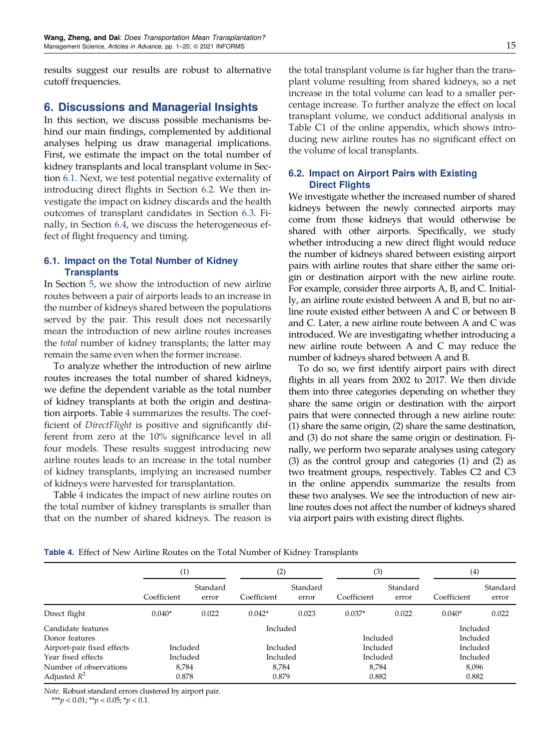results suggest our results are robust to alternative cutoff frequencies.

## 6. Discussions and Managerial Insights

In this section, we discuss possible mechanisms behind our main findings, complemented by additional analyses helping us draw managerial implications. First, we estimate the impact on the total number of kidney transplants and local transplant volume in Section 6.1. Next, we test potential negative externality of introducing direct flights in Section 6.2. We then investigate the impact on kidney discards and the health outcomes of transplant candidates in Section 6.3. Finally, in Section 6.4, we discuss the heterogeneous effect of flight frequency and timing.

### 6.1. Impact on the Total Number of Kidney Transplants

In Section 5, we show the introduction of new airline routes between a pair of airports leads to an increase in the number of kidneys shared between the populations served by the pair. This result does not necessarily mean the introduction of new airline routes increases the *total* number of kidney transplants; the latter may remain the same even when the former increase.

To analyze whether the introduction of new airline routes increases the total number of shared kidneys, we define the dependent variable as the total number of kidney transplants at both the origin and destination airports. Table 4 summarizes the results. The coefficient of *DirectFlight* is positive and significantly different from zero at the 10% significance level in all four models. These results suggest introducing new airline routes leads to an increase in the total number of kidney transplants, implying an increased number of kidneys were harvested for transplantation.

Table 4 indicates the impact of new airline routes on the total number of kidney transplants is smaller than that on the number of shared kidneys. The reason is the total transplant volume is far higher than the transplant volume resulting from shared kidneys, so a net increase in the total volume can lead to a smaller percentage increase. To further analyze the effect on local transplant volume, we conduct additional analysis in Table C1 of the online appendix, which shows introducing new airline routes has no significant effect on the volume of local transplants.

### 6.2. Impact on Airport Pairs with Existing Direct Flights

We investigate whether the increased number of shared kidneys between the newly connected airports may come from those kidneys that would otherwise be shared with other airports. Specifically, we study whether introducing a new direct flight would reduce the number of kidneys shared between existing airport pairs with airline routes that share either the same origin or destination airport with the new airline route. For example, consider three airports A, B, and C. Initially, an airline route existed between A and B, but no airline route existed either between A and C or between B and C. Later, a new airline route between A and C was introduced. We are investigating whether introducing a new airline route between A and C may reduce the number of kidneys shared between A and B.

To do so, we first identify airport pairs with direct flights in all years from 2002 to 2017. We then divide them into three categories depending on whether they share the same origin or destination with the airport pairs that were connected through a new airline route: (1) share the same origin, (2) share the same destination, and (3) do not share the same origin or destination. Finally, we perform two separate analyses using category (3) as the control group and categories (1) and (2) as two treatment groups, respectively. Tables C2 and C3 in the online appendix summarize the results from these two analyses. We see the introduction of new airline routes does not affect the number of kidneys shared via airport pairs with existing direct flights.

**Table 4.** Effect of New Airline Routes on the Total Number of Kidney Transplants

| | (1) | | (2) | | (3) | | (4) | |
|---|---|---|---|---|---|---|---|---|
| | Coefficient | Standard error | Coefficient | Standard error | Coefficient | Standard error | Coefficient | Standard error |
| Direct flight | 0.040* | 0.022 | 0.042* | 0.023 | 0.037* | 0.022 | 0.040* | 0.022 |
| Candidate features | | | Included | | | | Included | |
| Donor features | | | | | Included | | Included | |
| Airport-pair fixed effects | Included | | Included | | Included | | Included | |
| Year fixed effects | Included | | Included | | Included | | Included | |
| Number of observations | 8,784 | | 8,784 | | 8,784 | | 8,096 | |
| Adjusted $R^2$ | 0.878 | | 0.879 | | 0.882 | | 0.882 | |

*Note.* Robust standard errors clustered by airport pair.

***$p < 0.01$; **$p < 0.05$; *$p < 0.1$.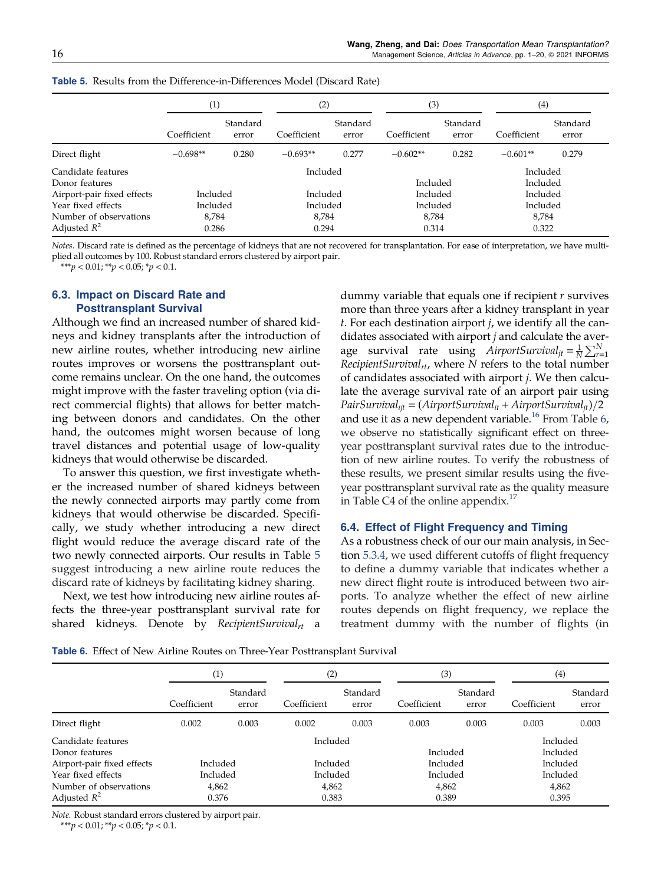**Table 5.** Results from the Difference-in-Differences Model (Discard Rate)

| | (1) | | (2) | | (3) | | (4) | |
|---|---|---|---|---|---|---|---|---|
| | Coefficient | Standard error | Coefficient | Standard error | Coefficient | Standard error | Coefficient | Standard error |
| Direct flight | −0.698** | 0.280 | −0.693** | 0.277 | −0.602** | 0.282 | −0.601** | 0.279 |
| Candidate features | | | Included | | | | Included | |
| Donor features | | | | | Included | | Included | |
| Airport-pair fixed effects | Included | | Included | | Included | | Included | |
| Year fixed effects | Included | | Included | | Included | | Included | |
| Number of observations | 8,784 | | 8,784 | | 8,784 | | 8,784 | |
| Adjusted $R^2$ | 0.286 | | 0.294 | | 0.314 | | 0.322 | |

*Notes.* Discard rate is defined as the percentage of kidneys that are not recovered for transplantation. For ease of interpretation, we have multiplied all outcomes by 100. Robust standard errors clustered by airport pair.
***$p < 0.01$; **$p < 0.05$; *$p < 0.1$.

### 6.3. Impact on Discard Rate and Posttransplant Survival

Although we find an increased number of shared kidneys and kidney transplants after the introduction of new airline routes, whether introducing new airline routes improves or worsens the posttransplant outcome remains unclear. On the one hand, the outcomes might improve with the faster traveling option (via direct commercial flights) that allows for better matching between donors and candidates. On the other hand, the outcomes might worsen because of long travel distances and potential usage of low-quality kidneys that would otherwise be discarded.

To answer this question, we first investigate whether the increased number of shared kidneys between the newly connected airports may partly come from kidneys that would otherwise be discarded. Specifically, we study whether introducing a new direct flight would reduce the average discard rate of the two newly connected airports. Our results in Table 5 suggest introducing a new airline route reduces the discard rate of kidneys by facilitating kidney sharing.

Next, we test how introducing new airline routes affects the three-year posttransplant survival rate for shared kidneys. Denote by $RecipientSurvival_{rt}$ a dummy variable that equals one if recipient $r$ survives more than three years after a kidney transplant in year $t$. For each destination airport $j$, we identify all the candidates associated with airport $j$ and calculate the average survival rate using $AirportSurvival_{jt} = \frac{1}{N}\sum_{r=1}^{N} RecipientSurvival_{rt}$, where $N$ refers to the total number of candidates associated with airport $j$. We then calculate the average survival rate of an airport pair using $PairSurvival_{ijt} = (AirportSurvival_{it} + AirportSurvival_{jt})/2$ and use it as a new dependent variable.[16] From Table 6, we observe no statistically significant effect on three-year posttransplant survival rates due to the introduction of new airline routes. To verify the robustness of these results, we present similar results using the five-year posttransplant survival rate as the quality measure in Table C4 of the online appendix.[17]

### 6.4. Effect of Flight Frequency and Timing

As a robustness check of our our main analysis, in Section 5.3.4, we used different cutoffs of flight frequency to define a dummy variable that indicates whether a new direct flight route is introduced between two airports. To analyze whether the effect of new airline routes depends on flight frequency, we replace the treatment dummy with the number of flights (in

**Table 6.** Effect of New Airline Routes on Three-Year Posttransplant Survival

| | (1) | | (2) | | (3) | | (4) | |
|---|---|---|---|---|---|---|---|---|
| | Coefficient | Standard error | Coefficient | Standard error | Coefficient | Standard error | Coefficient | Standard error |
| Direct flight | 0.002 | 0.003 | 0.002 | 0.003 | 0.003 | 0.003 | 0.003 | 0.003 |
| Candidate features | | | Included | | | | Included | |
| Donor features | | | | | Included | | Included | |
| Airport-pair fixed effects | Included | | Included | | Included | | Included | |
| Year fixed effects | Included | | Included | | Included | | Included | |
| Number of observations | 4,862 | | 4,862 | | 4,862 | | 4,862 | |
| Adjusted $R^2$ | 0.376 | | 0.383 | | 0.389 | | 0.395 | |

*Note.* Robust standard errors clustered by airport pair.
***$p < 0.01$; **$p < 0.05$; *$p < 0.1$.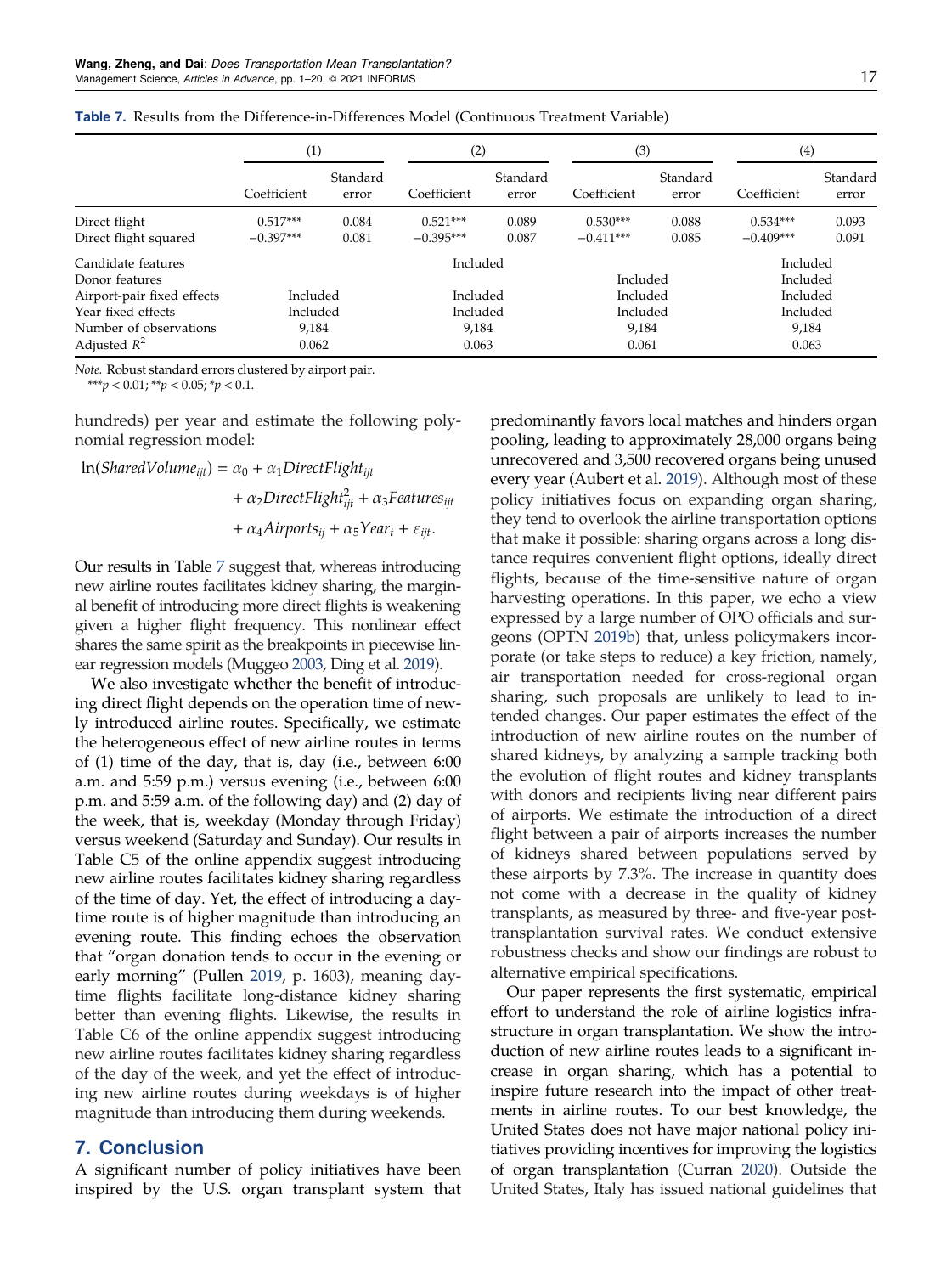**Table 7.** Results from the Difference-in-Differences Model (Continuous Treatment Variable)

| | (1) | | (2) | | (3) | | (4) | |
|---|---|---|---|---|---|---|---|---|
| | Coefficient | Standard error | Coefficient | Standard error | Coefficient | Standard error | Coefficient | Standard error |
| Direct flight | 0.517*** | 0.084 | 0.521*** | 0.089 | 0.530*** | 0.088 | 0.534*** | 0.093 |
| Direct flight squared | −0.397*** | 0.081 | −0.395*** | 0.087 | −0.411*** | 0.085 | −0.409*** | 0.091 |
| Candidate features | | | Included | | | | Included | |
| Donor features | | | | | Included | | Included | |
| Airport-pair fixed effects | Included | | Included | | Included | | Included | |
| Year fixed effects | Included | | Included | | Included | | Included | |
| Number of observations | 9,184 | | 9,184 | | 9,184 | | 9,184 | |
| Adjusted $R^2$ | 0.062 | | 0.063 | | 0.061 | | 0.063 | |

*Note.* Robust standard errors clustered by airport pair.
***$p < 0.01$; **$p < 0.05$; *$p < 0.1$.

hundreds) per year and estimate the following polynomial regression model:

$$\ln(SharedVolume_{ijt}) = \alpha_0 + \alpha_1 DirectFlight_{ijt} + \alpha_2 DirectFlight_{ijt}^2 + \alpha_3 Features_{ijt} + \alpha_4 Airports_{ij} + \alpha_5 Year_t + \varepsilon_{ijt}.$$

Our results in Table 7 suggest that, whereas introducing new airline routes facilitates kidney sharing, the marginal benefit of introducing more direct flights is weakening given a higher flight frequency. This nonlinear effect shares the same spirit as the breakpoints in piecewise linear regression models (Muggeo 2003, Ding et al. 2019).

We also investigate whether the benefit of introducing direct flight depends on the operation time of newly introduced airline routes. Specifically, we estimate the heterogeneous effect of new airline routes in terms of (1) time of the day, that is, day (i.e., between 6:00 a.m. and 5:59 p.m.) versus evening (i.e., between 6:00 p.m. and 5:59 a.m. of the following day) and (2) day of the week, that is, weekday (Monday through Friday) versus weekend (Saturday and Sunday). Our results in Table C5 of the online appendix suggest introducing new airline routes facilitates kidney sharing regardless of the time of day. Yet, the effect of introducing a daytime route is of higher magnitude than introducing an evening route. This finding echoes the observation that "organ donation tends to occur in the evening or early morning" (Pullen 2019, p. 1603), meaning daytime flights facilitate long-distance kidney sharing better than evening flights. Likewise, the results in Table C6 of the online appendix suggest introducing new airline routes facilitates kidney sharing regardless of the day of the week, and yet the effect of introducing new airline routes during weekdays is of higher magnitude than introducing them during weekends.

## 7. Conclusion

A significant number of policy initiatives have been inspired by the U.S. organ transplant system that predominantly favors local matches and hinders organ pooling, leading to approximately 28,000 organs being unrecovered and 3,500 recovered organs being unused every year (Aubert et al. 2019). Although most of these policy initiatives focus on expanding organ sharing, they tend to overlook the airline transportation options that make it possible: sharing organs across a long distance requires convenient flight options, ideally direct flights, because of the time-sensitive nature of organ harvesting operations. In this paper, we echo a view expressed by a large number of OPO officials and surgeons (OPTN 2019b) that, unless policymakers incorporate (or take steps to reduce) a key friction, namely, air transportation needed for cross-regional organ sharing, such proposals are unlikely to lead to intended changes. Our paper estimates the effect of the introduction of new airline routes on the number of shared kidneys, by analyzing a sample tracking both the evolution of flight routes and kidney transplants with donors and recipients living near different pairs of airports. We estimate the introduction of a direct flight between a pair of airports increases the number of kidneys shared between populations served by these airports by 7.3%. The increase in quantity does not come with a decrease in the quality of kidney transplants, as measured by three- and five-year post-transplantation survival rates. We conduct extensive robustness checks and show our findings are robust to alternative empirical specifications.

Our paper represents the first systematic, empirical effort to understand the role of airline logistics infrastructure in organ transplantation. We show the introduction of new airline routes leads to a significant increase in organ sharing, which has a potential to inspire future research into the impact of other treatments in airline routes. To our best knowledge, the United States does not have major national policy initiatives providing incentives for improving the logistics of organ transplantation (Curran 2020). Outside the United States, Italy has issued national guidelines that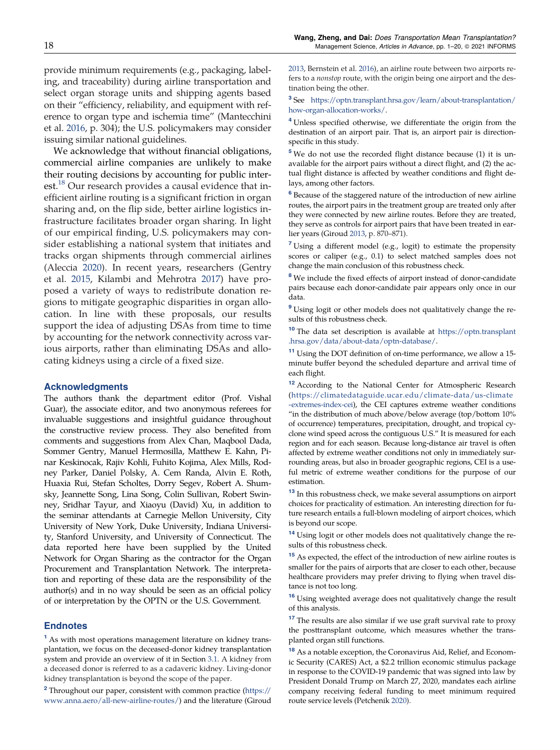provide minimum requirements (e.g., packaging, labeling, and traceability) during airline transportation and select organ storage units and shipping agents based on their "efficiency, reliability, and equipment with reference to organ type and ischemia time" (Mantecchini et al. 2016, p. 304); the U.S. policymakers may consider issuing similar national guidelines.

We acknowledge that without financial obligations, commercial airline companies are unlikely to make their routing decisions by accounting for public interest.[18] Our research provides a causal evidence that inefficient airline routing is a significant friction in organ sharing and, on the flip side, better airline logistics infrastructure facilitates broader organ sharing. In light of our empirical finding, U.S. policymakers may consider establishing a national system that initiates and tracks organ shipments through commercial airlines (Aleccia 2020). In recent years, researchers (Gentry et al. 2015, Kilambi and Mehrotra 2017) have proposed a variety of ways to redistribute donation regions to mitigate geographic disparities in organ allocation. In line with these proposals, our results support the idea of adjusting DSAs from time to time by accounting for the network connectivity across various airports, rather than eliminating DSAs and allocating kidneys using a circle of a fixed size.

## Acknowledgments

The authors thank the department editor (Prof. Vishal Guar), the associate editor, and two anonymous referees for invaluable suggestions and insightful guidance throughout the constructive review process. They also benefited from comments and suggestions from Alex Chan, Maqbool Dada, Sommer Gentry, Manuel Hermosilla, Matthew E. Kahn, Pinar Keskinocak, Rajiv Kohli, Fuhito Kojima, Alex Mills, Rodney Parker, Daniel Polsky, A. Cem Randa, Alvin E. Roth, Huaxia Rui, Stefan Scholtes, Dorry Segev, Robert A. Shumsky, Jeannette Song, Lina Song, Colin Sullivan, Robert Swinney, Sridhar Tayur, and Xiaoyu (David) Xu, in addition to the seminar attendants at Carnegie Mellon University, City University of New York, Duke University, Indiana University, Stanford University, and University of Connecticut. The data reported here have been supplied by the United Network for Organ Sharing as the contractor for the Organ Procurement and Transplantation Network. The interpretation and reporting of these data are the responsibility of the author(s) and in no way should be seen as an official policy of or interpretation by the OPTN or the U.S. Government.

## Endnotes

[1] As with most operations management literature on kidney transplantation, we focus on the deceased-donor kidney transplantation system and provide an overview of it in Section 3.1. A kidney from a deceased donor is referred to as a cadaveric kidney. Living-donor kidney transplantation is beyond the scope of the paper.

[2] Throughout our paper, consistent with common practice (https://www.anna.aero/all-new-airline-routes/) and the literature (Giroud 2013, Bernstein et al. 2016), an airline route between two airports refers to a *nonstop* route, with the origin being one airport and the destination being the other.

[3] See https://optn.transplant.hrsa.gov/learn/about-transplantation/how-organ-allocation-works/.

[4] Unless specified otherwise, we differentiate the origin from the destination of an airport pair. That is, an airport pair is direction-specific in this study.

[5] We do not use the recorded flight distance because (1) it is unavailable for the airport pairs without a direct flight, and (2) the actual flight distance is affected by weather conditions and flight delays, among other factors.

[6] Because of the staggered nature of the introduction of new airline routes, the airport pairs in the treatment group are treated only after they were connected by new airline routes. Before they are treated, they serve as controls for airport pairs that have been treated in earlier years (Giroud 2013, p. 870–871).

[7] Using a different model (e.g., logit) to estimate the propensity scores or caliper (e.g., 0.1) to select matched samples does not change the main conclusion of this robustness check.

[8] We include the fixed effects of airport instead of donor-candidate pairs because each donor-candidate pair appears only once in our data.

[9] Using logit or other models does not qualitatively change the results of this robustness check.

[10] The data set description is available at https://optn.transplant.hrsa.gov/data/about-data/optn-database/.

[11] Using the DOT definition of on-time performance, we allow a 15-minute buffer beyond the scheduled departure and arrival time of each flight.

[12] According to the National Center for Atmospheric Research (https://climatedataguide.ucar.edu/climate-data/us-climate-extremes-index-cei), the CEI captures extreme weather conditions "in the distribution of much above/below average (top/bottom 10% of occurrence) temperatures, precipitation, drought, and tropical cyclone wind speed across the contiguous U.S." It is measured for each region and for each season. Because long-distance air travel is often affected by extreme weather conditions not only in immediately surrounding areas, but also in broader geographic regions, CEI is a useful metric of extreme weather conditions for the purpose of our estimation.

[13] In this robustness check, we make several assumptions on airport choices for practicality of estimation. An interesting direction for future research entails a full-blown modeling of airport choices, which is beyond our scope.

[14] Using logit or other models does not qualitatively change the results of this robustness check.

[15] As expected, the effect of the introduction of new airline routes is smaller for the pairs of airports that are closer to each other, because healthcare providers may prefer driving to flying when travel distance is not too long.

[16] Using weighted average does not qualitatively change the result of this analysis.

[17] The results are also similar if we use graft survival rate to proxy the posttransplant outcome, which measures whether the transplanted organ still functions.

[18] As a notable exception, the Coronavirus Aid, Relief, and Economic Security (CARES) Act, a \$2.2 trillion economic stimulus package in response to the COVID-19 pandemic that was signed into law by President Donald Trump on March 27, 2020, mandates each airline company receiving federal funding to meet minimum required route service levels (Petchenik 2020).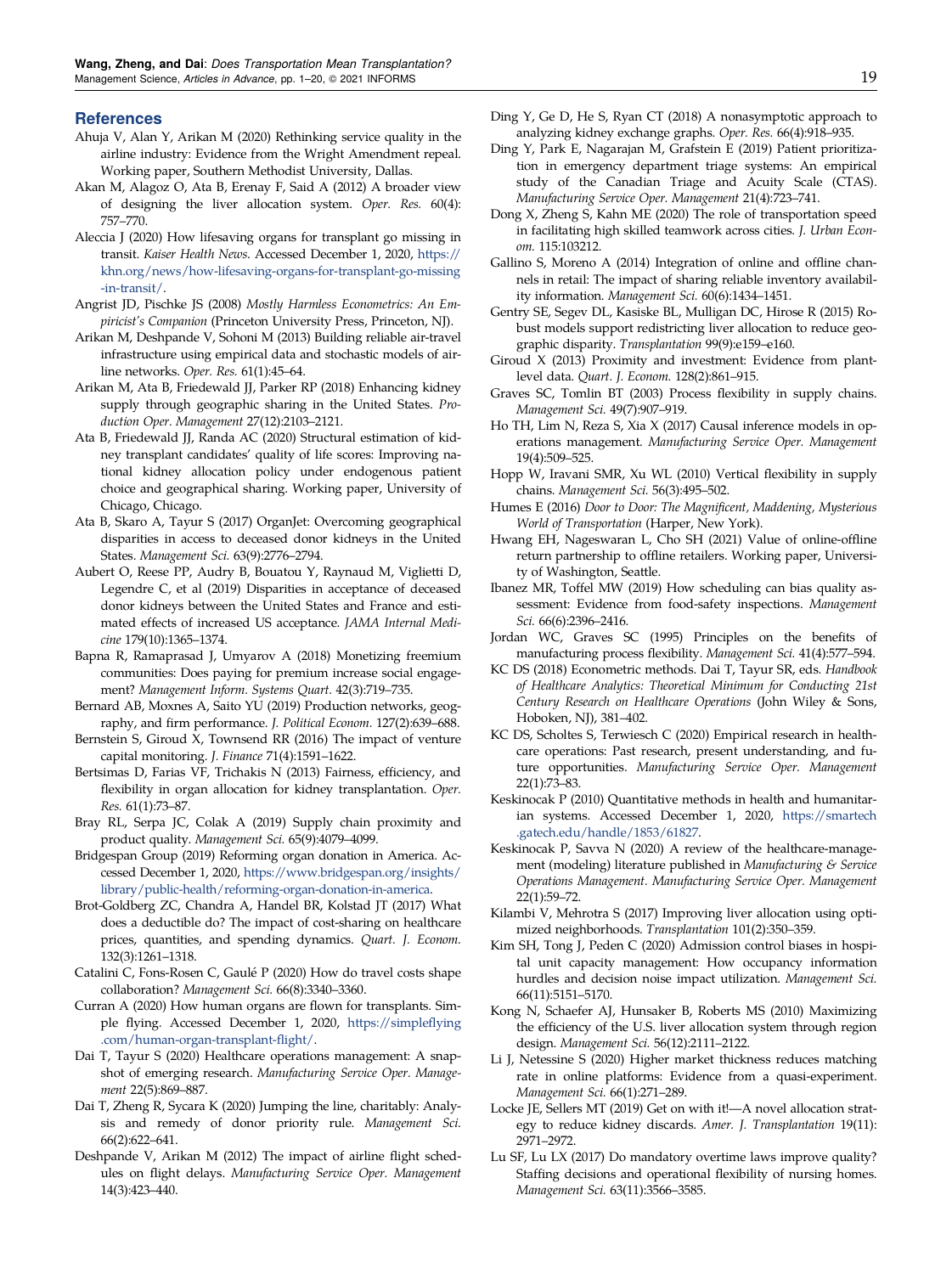## References

Ahuja V, Alan Y, Arikan M (2020) Rethinking service quality in the airline industry: Evidence from the Wright Amendment repeal. Working paper, Southern Methodist University, Dallas.

Akan M, Alagoz O, Ata B, Erenay F, Said A (2012) A broader view of designing the liver allocation system. *Oper. Res.* 60(4): 757–770.

Aleccia J (2020) How lifesaving organs for transplant go missing in transit. *Kaiser Health News*. Accessed December 1, 2020, https://khn.org/news/how-lifesaving-organs-for-transplant-go-missing-in-transit/.

Angrist JD, Pischke JS (2008) *Mostly Harmless Econometrics: An Empiricist's Companion* (Princeton University Press, Princeton, NJ).

Arikan M, Deshpande V, Sohoni M (2013) Building reliable air-travel infrastructure using empirical data and stochastic models of airline networks. *Oper. Res.* 61(1):45–64.

Arikan M, Ata B, Friedewald JJ, Parker RP (2018) Enhancing kidney supply through geographic sharing in the United States. *Production Oper. Management* 27(12):2103–2121.

Ata B, Friedewald JJ, Randa AC (2020) Structural estimation of kidney transplant candidates' quality of life scores: Improving national kidney allocation policy under endogenous patient choice and geographical sharing. Working paper, University of Chicago, Chicago.

Ata B, Skaro A, Tayur S (2017) OrganJet: Overcoming geographical disparities in access to deceased donor kidneys in the United States. *Management Sci.* 63(9):2776–2794.

Aubert O, Reese PP, Audry B, Bouatou Y, Raynaud M, Viglietti D, Legendre C, et al (2019) Disparities in acceptance of deceased donor kidneys between the United States and France and estimated effects of increased US acceptance. *JAMA Internal Medicine* 179(10):1365–1374.

Bapna R, Ramaprasad J, Umyarov A (2018) Monetizing freemium communities: Does paying for premium increase social engagement? *Management Inform. Systems Quart.* 42(3):719–735.

Bernard AB, Moxnes A, Saito YU (2019) Production networks, geography, and firm performance. *J. Political Econom.* 127(2):639–688.

Bernstein S, Giroud X, Townsend RR (2016) The impact of venture capital monitoring. *J. Finance* 71(4):1591–1622.

Bertsimas D, Farias VF, Trichakis N (2013) Fairness, efficiency, and flexibility in organ allocation for kidney transplantation. *Oper. Res.* 61(1):73–87.

Bray RL, Serpa JC, Colak A (2019) Supply chain proximity and product quality. *Management Sci.* 65(9):4079–4099.

Bridgespan Group (2019) Reforming organ donation in America. Accessed December 1, 2020, https://www.bridgespan.org/insights/library/public-health/reforming-organ-donation-in-america.

Brot-Goldberg ZC, Chandra A, Handel BR, Kolstad JT (2017) What does a deductible do? The impact of cost-sharing on healthcare prices, quantities, and spending dynamics. *Quart. J. Econom.* 132(3):1261–1318.

Catalini C, Fons-Rosen C, Gaulé P (2020) How do travel costs shape collaboration? *Management Sci.* 66(8):3340–3360.

Curran A (2020) How human organs are flown for transplants. Simple flying. Accessed December 1, 2020, https://simpleflying.com/human-organ-transplant-flight/.

Dai T, Tayur S (2020) Healthcare operations management: A snapshot of emerging research. *Manufacturing Service Oper. Management* 22(5):869–887.

Dai T, Zheng R, Sycara K (2020) Jumping the line, charitably: Analysis and remedy of donor priority rule. *Management Sci.* 66(2):622–641.

Deshpande V, Arikan M (2012) The impact of airline flight schedules on flight delays. *Manufacturing Service Oper. Management* 14(3):423–440.

Ding Y, Ge D, He S, Ryan CT (2018) A nonasymptotic approach to analyzing kidney exchange graphs. *Oper. Res.* 66(4):918–935.

Ding Y, Park E, Nagarajan M, Grafstein E (2019) Patient prioritization in emergency department triage systems: An empirical study of the Canadian Triage and Acuity Scale (CTAS). *Manufacturing Service Oper. Management* 21(4):723–741.

Dong X, Zheng S, Kahn ME (2020) The role of transportation speed in facilitating high skilled teamwork across cities. *J. Urban Econom.* 115:103212.

Gallino S, Moreno A (2014) Integration of online and offline channels in retail: The impact of sharing reliable inventory availability information. *Management Sci.* 60(6):1434–1451.

Gentry SE, Segev DL, Kasiske BL, Mulligan DC, Hirose R (2015) Robust models support redistricting liver allocation to reduce geographic disparity. *Transplantation* 99(9):e159–e160.

Giroud X (2013) Proximity and investment: Evidence from plant-level data. *Quart. J. Econom.* 128(2):861–915.

Graves SC, Tomlin BT (2003) Process flexibility in supply chains. *Management Sci.* 49(7):907–919.

Ho TH, Lim N, Reza S, Xia X (2017) Causal inference models in operations management. *Manufacturing Service Oper. Management* 19(4):509–525.

Hopp W, Iravani SMR, Xu WL (2010) Vertical flexibility in supply chains. *Management Sci.* 56(3):495–502.

Humes E (2016) *Door to Door: The Magnificent, Maddening, Mysterious World of Transportation* (Harper, New York).

Hwang EH, Nageswaran L, Cho SH (2021) Value of online-offline return partnership to offline retailers. Working paper, University of Washington, Seattle.

Ibanez MR, Toffel MW (2019) How scheduling can bias quality assessment: Evidence from food-safety inspections. *Management Sci.* 66(6):2396–2416.

Jordan WC, Graves SC (1995) Principles on the benefits of manufacturing process flexibility. *Management Sci.* 41(4):577–594.

KC DS (2018) Econometric methods. Dai T, Tayur SR, eds. *Handbook of Healthcare Analytics: Theoretical Minimum for Conducting 21st Century Research on Healthcare Operations* (John Wiley & Sons, Hoboken, NJ), 381–402.

KC DS, Scholtes S, Terwiesch C (2020) Empirical research in healthcare operations: Past research, present understanding, and future opportunities. *Manufacturing Service Oper. Management* 22(1):73–83.

Keskinocak P (2010) Quantitative methods in health and humanitarian systems. Accessed December 1, 2020, https://smartech.gatech.edu/handle/1853/61827.

Keskinocak P, Savva N (2020) A review of the healthcare-management (modeling) literature published in *Manufacturing & Service Operations Management*. *Manufacturing Service Oper. Management* 22(1):59–72.

Kilambi V, Mehrotra S (2017) Improving liver allocation using optimized neighborhoods. *Transplantation* 101(2):350–359.

Kim SH, Tong J, Peden C (2020) Admission control biases in hospital unit capacity management: How occupancy information hurdles and decision noise impact utilization. *Management Sci.* 66(11):5151–5170.

Kong N, Schaefer AJ, Hunsaker B, Roberts MS (2010) Maximizing the efficiency of the U.S. liver allocation system through region design. *Management Sci.* 56(12):2111–2122.

Li J, Netessine S (2020) Higher market thickness reduces matching rate in online platforms: Evidence from a quasi-experiment. *Management Sci.* 66(1):271–289.

Locke JE, Sellers MT (2019) Get on with it!—A novel allocation strategy to reduce kidney discards. *Amer. J. Transplantation* 19(11): 2971–2972.

Lu SF, Lu LX (2017) Do mandatory overtime laws improve quality? Staffing decisions and operational flexibility of nursing homes. *Management Sci.* 63(11):3566–3585.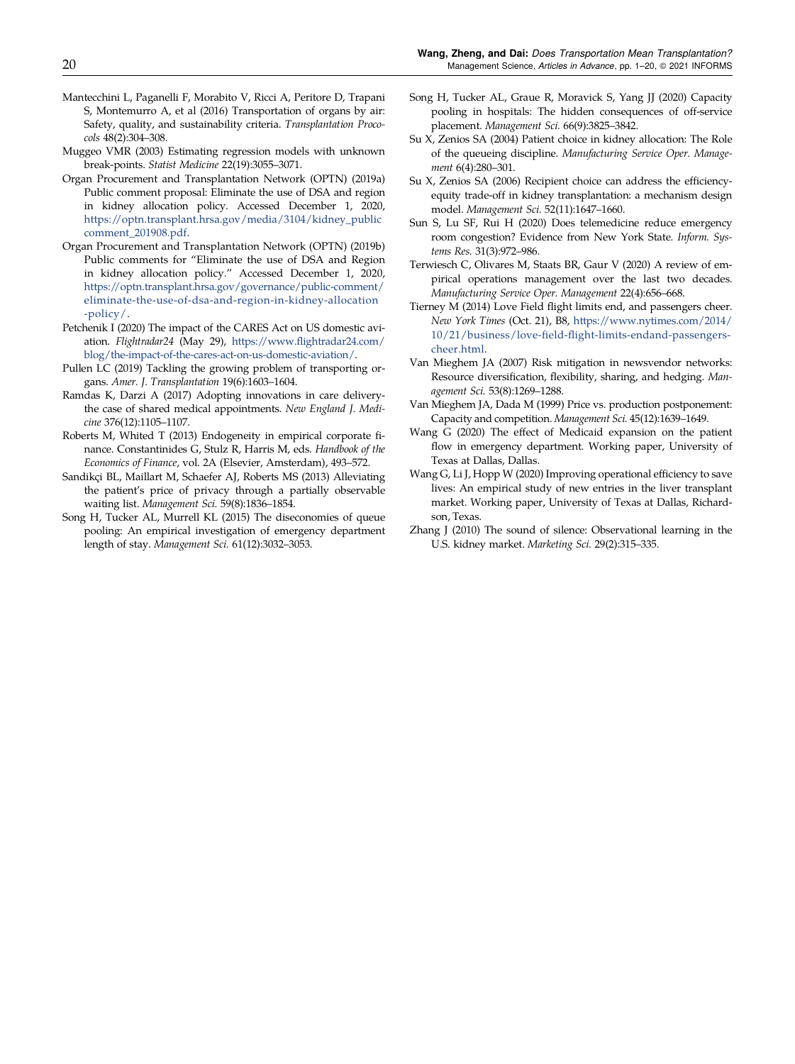Mantecchini L, Paganelli F, Morabito V, Ricci A, Peritore D, Trapani S, Montemurro A, et al (2016) Transportation of organs by air: Safety, quality, and sustainability criteria. *Transplantation Proceedings* 48(2):304–308.

Muggeo VMR (2003) Estimating regression models with unknown break-points. *Statist Medicine* 22(19):3055–3071.

Organ Procurement and Transplantation Network (OPTN) (2019a) Public comment proposal: Eliminate the use of DSA and region in kidney allocation policy. Accessed December 1, 2020, https://optn.transplant.hrsa.gov/media/3104/kidney_public comment_201908.pdf.

Organ Procurement and Transplantation Network (OPTN) (2019b) Public comments for "Eliminate the use of DSA and Region in kidney allocation policy." Accessed December 1, 2020, https://optn.transplant.hrsa.gov/governance/public-comment/eliminate-the-use-of-dsa-and-region-in-kidney-allocation-policy/.

Petchenik I (2020) The impact of the CARES Act on US domestic aviation. *Flightradar24* (May 29), https://www.flightradar24.com/blog/the-impact-of-the-cares-act-on-us-domestic-aviation/.

Pullen LC (2019) Tackling the growing problem of transporting organs. *Amer. J. Transplantation* 19(6):1603–1604.

Ramdas K, Darzi A (2017) Adopting innovations in care delivery-the case of shared medical appointments. *New England J. Medicine* 376(12):1105–1107.

Roberts M, Whited T (2013) Endogeneity in empirical corporate finance. Constantinides G, Stulz R, Harris M, eds. *Handbook of the Economics of Finance*, vol. 2A (Elsevier, Amsterdam), 493–572.

Sandikçi BL, Maillart M, Schaefer AJ, Roberts MS (2013) Alleviating the patient's price of privacy through a partially observable waiting list. *Management Sci.* 59(8):1836–1854.

Song H, Tucker AL, Murrell KL (2015) The diseconomies of queue pooling: An empirical investigation of emergency department length of stay. *Management Sci.* 61(12):3032–3053.

Song H, Tucker AL, Graue R, Moravick S, Yang JJ (2020) Capacity pooling in hospitals: The hidden consequences of off-service placement. *Management Sci.* 66(9):3825–3842.

Su X, Zenios SA (2004) Patient choice in kidney allocation: The Role of the queueing discipline. *Manufacturing Service Oper. Management* 6(4):280–301.

Su X, Zenios SA (2006) Recipient choice can address the efficiency-equity trade-off in kidney transplantation: a mechanism design model. *Management Sci.* 52(11):1647–1660.

Sun S, Lu SF, Rui H (2020) Does telemedicine reduce emergency room congestion? Evidence from New York State. *Inform. Systems Res.* 31(3):972–986.

Terwiesch C, Olivares M, Staats BR, Gaur V (2020) A review of empirical operations management over the last two decades. *Manufacturing Service Oper. Management* 22(4):656–668.

Tierney M (2014) Love Field flight limits end, and passengers cheer. *New York Times* (Oct. 21), B8, https://www.nytimes.com/2014/10/21/business/love-field-flight-limits-endand-passengers-cheer.html.

Van Mieghem JA (2007) Risk mitigation in newsvendor networks: Resource diversification, flexibility, sharing, and hedging. *Management Sci.* 53(8):1269–1288.

Van Mieghem JA, Dada M (1999) Price vs. production postponement: Capacity and competition. *Management Sci.* 45(12):1639–1649.

Wang G (2020) The effect of Medicaid expansion on the patient flow in emergency department. Working paper, University of Texas at Dallas, Dallas.

Wang G, Li J, Hopp W (2020) Improving operational efficiency to save lives: An empirical study of new entries in the liver transplant market. Working paper, University of Texas at Dallas, Richardson, Texas.

Zhang J (2010) The sound of silence: Observational learning in the U.S. kidney market. *Marketing Sci.* 29(2):315–335.